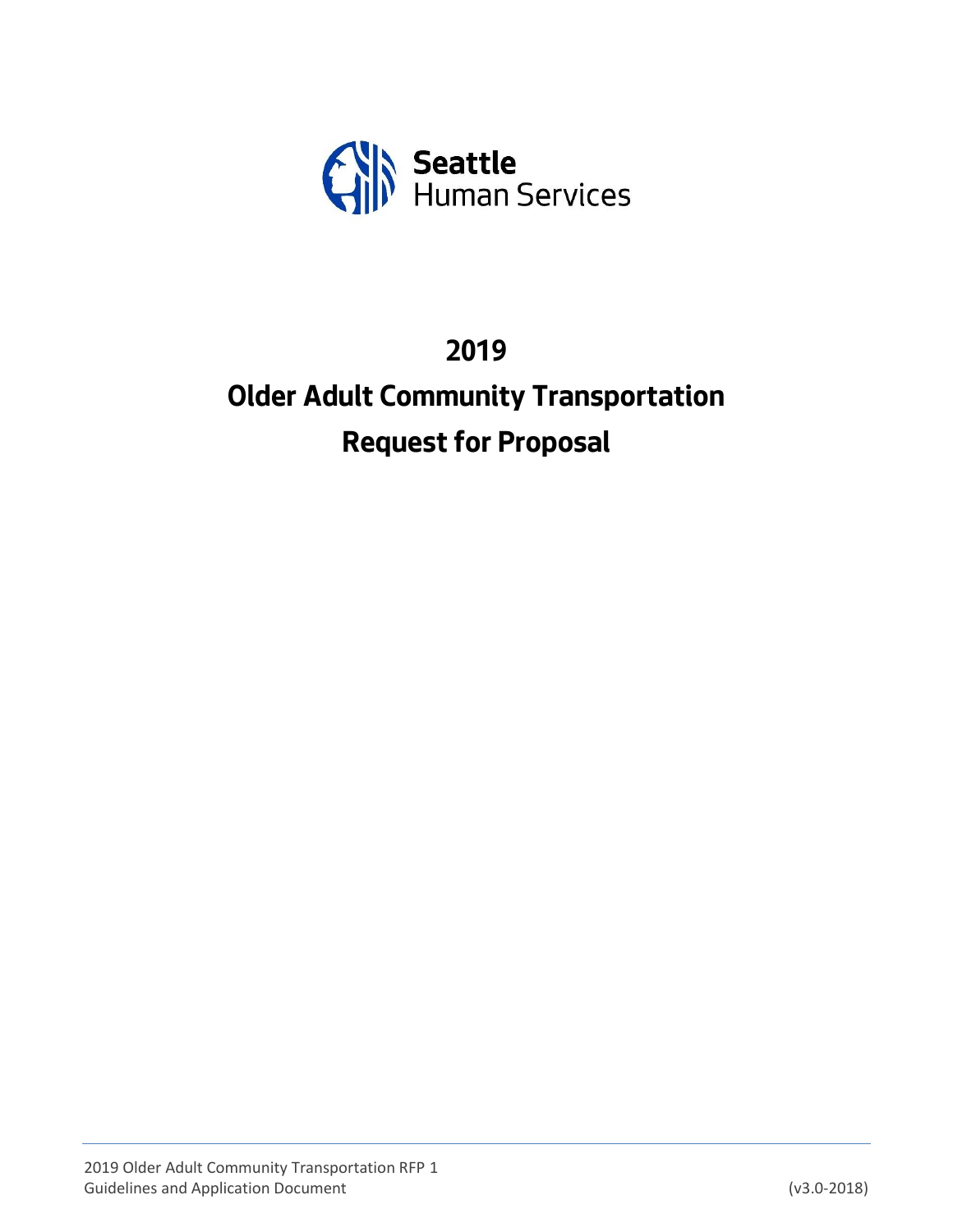Seattle
Human Services

# 2019

# Older Adult Community Transportation

# Request for Proposal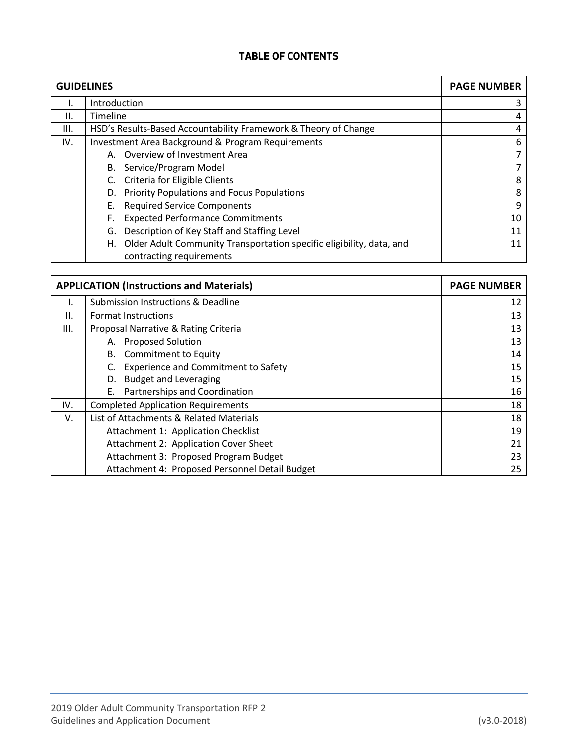# TABLE OF CONTENTS

| GUIDELINES | | PAGE NUMBER |
|---|---|---|
| I. | Introduction | 3 |
| II. | Timeline | 4 |
| III. | HSD's Results-Based Accountability Framework & Theory of Change | 4 |
| IV. | Investment Area Background & Program Requirements | 6 |
| | A. Overview of Investment Area | 7 |
| | B. Service/Program Model | 7 |
| | C. Criteria for Eligible Clients | 8 |
| | D. Priority Populations and Focus Populations | 8 |
| | E. Required Service Components | 9 |
| | F. Expected Performance Commitments | 10 |
| | G. Description of Key Staff and Staffing Level | 11 |
| | H. Older Adult Community Transportation specific eligibility, data, and contracting requirements | 11 |

| APPLICATION (Instructions and Materials) | | PAGE NUMBER |
|---|---|---|
| I. | Submission Instructions & Deadline | 12 |
| II. | Format Instructions | 13 |
| III. | Proposal Narrative & Rating Criteria | 13 |
| | A. Proposed Solution | 13 |
| | B. Commitment to Equity | 14 |
| | C. Experience and Commitment to Safety | 15 |
| | D. Budget and Leveraging | 15 |
| | E. Partnerships and Coordination | 16 |
| IV. | Completed Application Requirements | 18 |
| V. | List of Attachments & Related Materials | 18 |
| | Attachment 1: Application Checklist | 19 |
| | Attachment 2: Application Cover Sheet | 21 |
| | Attachment 3: Proposed Program Budget | 23 |
| | Attachment 4: Proposed Personnel Detail Budget | 25 |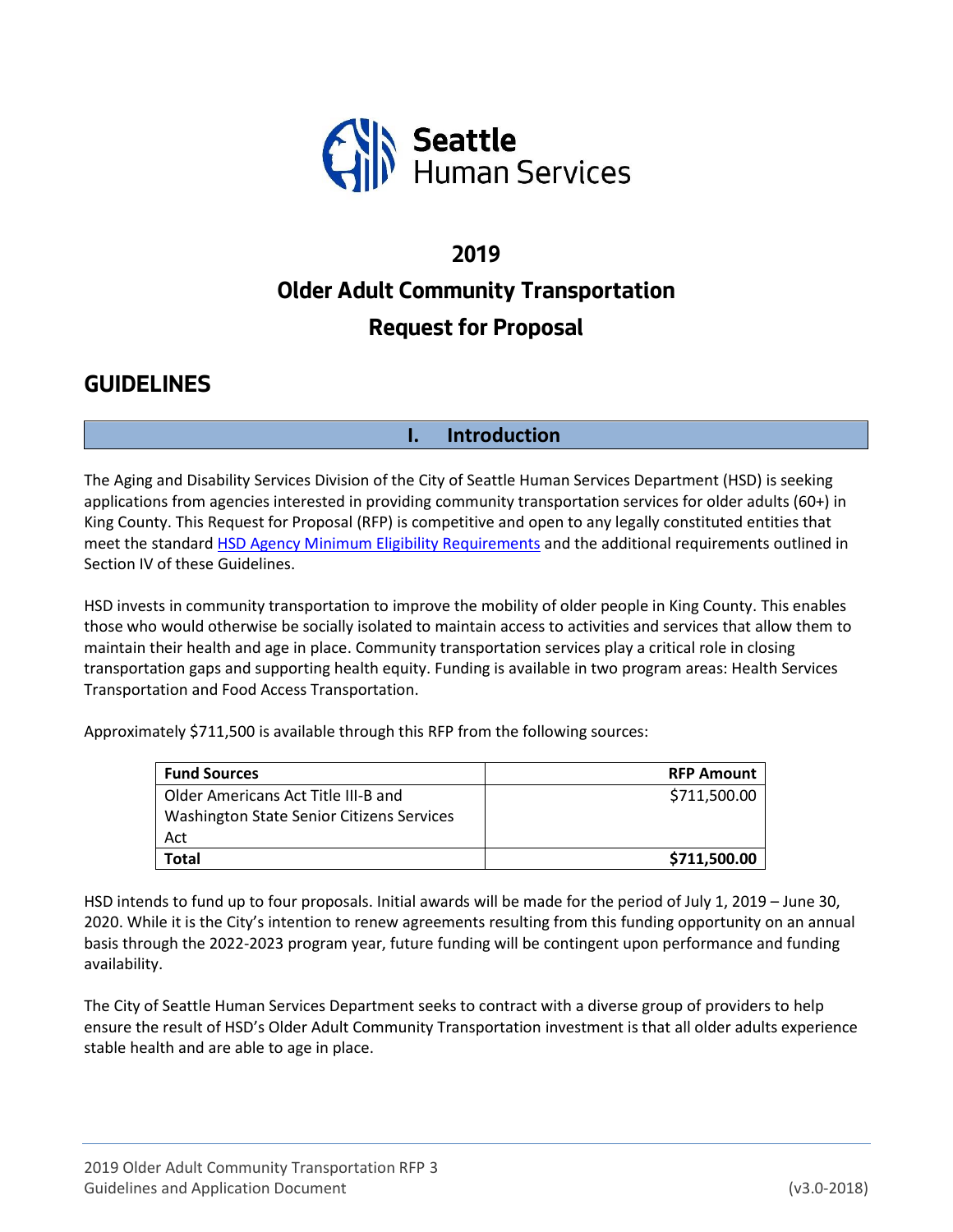Seattle Human Services

# 2019

# Older Adult Community Transportation

# Request for Proposal

## GUIDELINES

## I. Introduction

The Aging and Disability Services Division of the City of Seattle Human Services Department (HSD) is seeking applications from agencies interested in providing community transportation services for older adults (60+) in King County. This Request for Proposal (RFP) is competitive and open to any legally constituted entities that meet the standard [HSD Agency Minimum Eligibility Requirements]() and the additional requirements outlined in Section IV of these Guidelines.

HSD invests in community transportation to improve the mobility of older people in King County. This enables those who would otherwise be socially isolated to maintain access to activities and services that allow them to maintain their health and age in place. Community transportation services play a critical role in closing transportation gaps and supporting health equity. Funding is available in two program areas: Health Services Transportation and Food Access Transportation.

Approximately $711,500 is available through this RFP from the following sources:

| Fund Sources | RFP Amount |
|---|---:|
| Older Americans Act Title III-B and Washington State Senior Citizens Services Act | $711,500.00 |
| **Total** | **$711,500.00** |

HSD intends to fund up to four proposals. Initial awards will be made for the period of July 1, 2019 – June 30, 2020. While it is the City's intention to renew agreements resulting from this funding opportunity on an annual basis through the 2022-2023 program year, future funding will be contingent upon performance and funding availability.

The City of Seattle Human Services Department seeks to contract with a diverse group of providers to help ensure the result of HSD's Older Adult Community Transportation investment is that all older adults experience stable health and are able to age in place.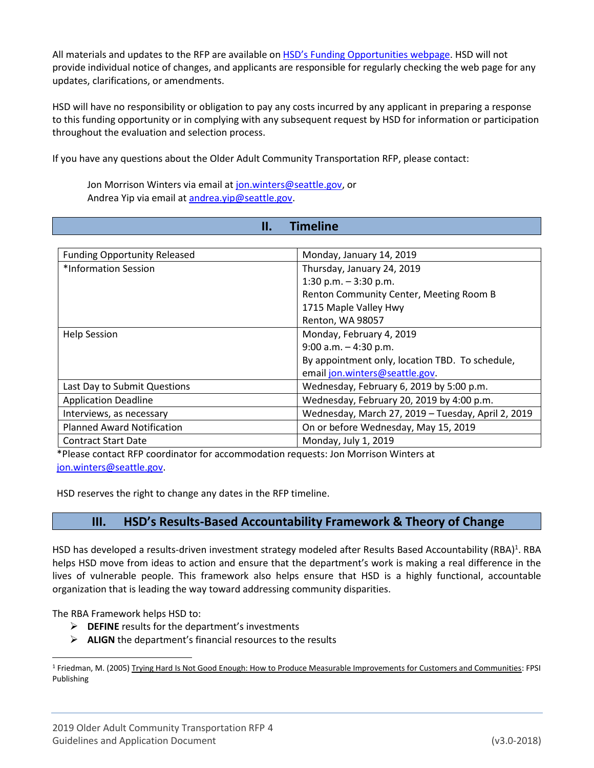All materials and updates to the RFP are available on [HSD's Funding Opportunities webpage](). HSD will not provide individual notice of changes, and applicants are responsible for regularly checking the web page for any updates, clarifications, or amendments.

HSD will have no responsibility or obligation to pay any costs incurred by any applicant in preparing a response to this funding opportunity or in complying with any subsequent request by HSD for information or participation throughout the evaluation and selection process.

If you have any questions about the Older Adult Community Transportation RFP, please contact:

> Jon Morrison Winters via email at jon.winters@seattle.gov, or
> Andrea Yip via email at andrea.yip@seattle.gov.

## II. Timeline

| | |
|---|---|
| Funding Opportunity Released | Monday, January 14, 2019 |
| *Information Session | Thursday, January 24, 2019<br>1:30 p.m. – 3:30 p.m.<br>Renton Community Center, Meeting Room B<br>1715 Maple Valley Hwy<br>Renton, WA 98057 |
| Help Session | Monday, February 4, 2019<br>9:00 a.m. – 4:30 p.m.<br>By appointment only, location TBD. To schedule, email jon.winters@seattle.gov. |
| Last Day to Submit Questions | Wednesday, February 6, 2019 by 5:00 p.m. |
| Application Deadline | Wednesday, February 20, 2019 by 4:00 p.m. |
| Interviews, as necessary | Wednesday, March 27, 2019 – Tuesday, April 2, 2019 |
| Planned Award Notification | On or before Wednesday, May 15, 2019 |
| Contract Start Date | Monday, July 1, 2019 |

*Please contact RFP coordinator for accommodation requests: Jon Morrison Winters at jon.winters@seattle.gov.

HSD reserves the right to change any dates in the RFP timeline.

## III. HSD's Results-Based Accountability Framework & Theory of Change

HSD has developed a results-driven investment strategy modeled after Results Based Accountability (RBA)[1]. RBA helps HSD move from ideas to action and ensure that the department's work is making a real difference in the lives of vulnerable people. This framework also helps ensure that HSD is a highly functional, accountable organization that is leading the way toward addressing community disparities.

The RBA Framework helps HSD to:

- **DEFINE** results for the department's investments
- **ALIGN** the department's financial resources to the results

[1] Friedman, M. (2005) Trying Hard Is Not Good Enough: How to Produce Measurable Improvements for Customers and Communities: FPSI Publishing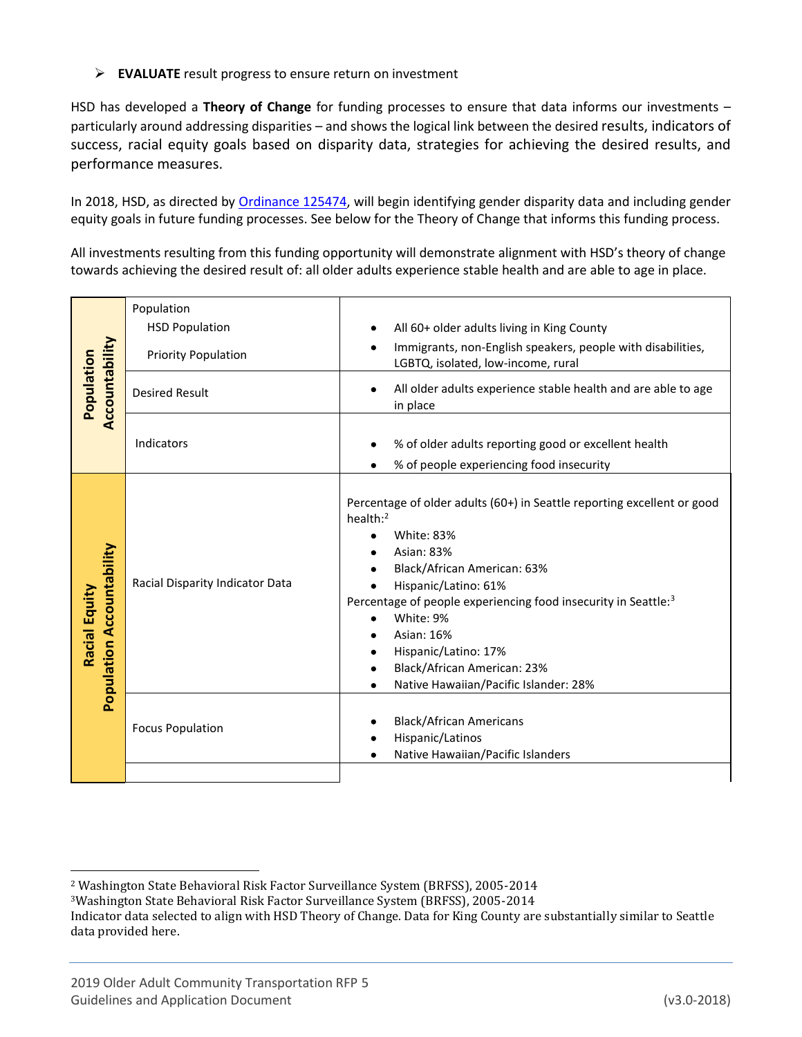- ➢ **EVALUATE** result progress to ensure return on investment

HSD has developed a **Theory of Change** for funding processes to ensure that data informs our investments – particularly around addressing disparities – and shows the logical link between the desired results, indicators of success, racial equity goals based on disparity data, strategies for achieving the desired results, and performance measures.

In 2018, HSD, as directed by [Ordinance 125474](), will begin identifying gender disparity data and including gender equity goals in future funding processes. See below for the Theory of Change that informs this funding process.

All investments resulting from this funding opportunity will demonstrate alignment with HSD's theory of change towards achieving the desired result of: all older adults experience stable health and are able to age in place.

| | | |
|---|---|---|
| **Population Accountability** | Population<br>HSD Population<br>Priority Population | • All 60+ older adults living in King County<br>• Immigrants, non-English speakers, people with disabilities, LGBTQ, isolated, low-income, rural |
| | Desired Result | • All older adults experience stable health and are able to age in place |
| | Indicators | • % of older adults reporting good or excellent health<br>• % of people experiencing food insecurity |
| **Racial Equity Population Accountability** | Racial Disparity Indicator Data | Percentage of older adults (60+) in Seattle reporting excellent or good health:[2]<br>• White: 83%<br>• Asian: 83%<br>• Black/African American: 63%<br>• Hispanic/Latino: 61%<br>Percentage of people experiencing food insecurity in Seattle:[3]<br>• White: 9%<br>• Asian: 16%<br>• Hispanic/Latino: 17%<br>• Black/African American: 23%<br>• Native Hawaiian/Pacific Islander: 28% |
| | Focus Population | • Black/African Americans<br>• Hispanic/Latinos<br>• Native Hawaiian/Pacific Islanders |
| | | |

[2] Washington State Behavioral Risk Factor Surveillance System (BRFSS), 2005-2014
[3] Washington State Behavioral Risk Factor Surveillance System (BRFSS), 2005-2014
Indicator data selected to align with HSD Theory of Change. Data for King County are substantially similar to Seattle data provided here.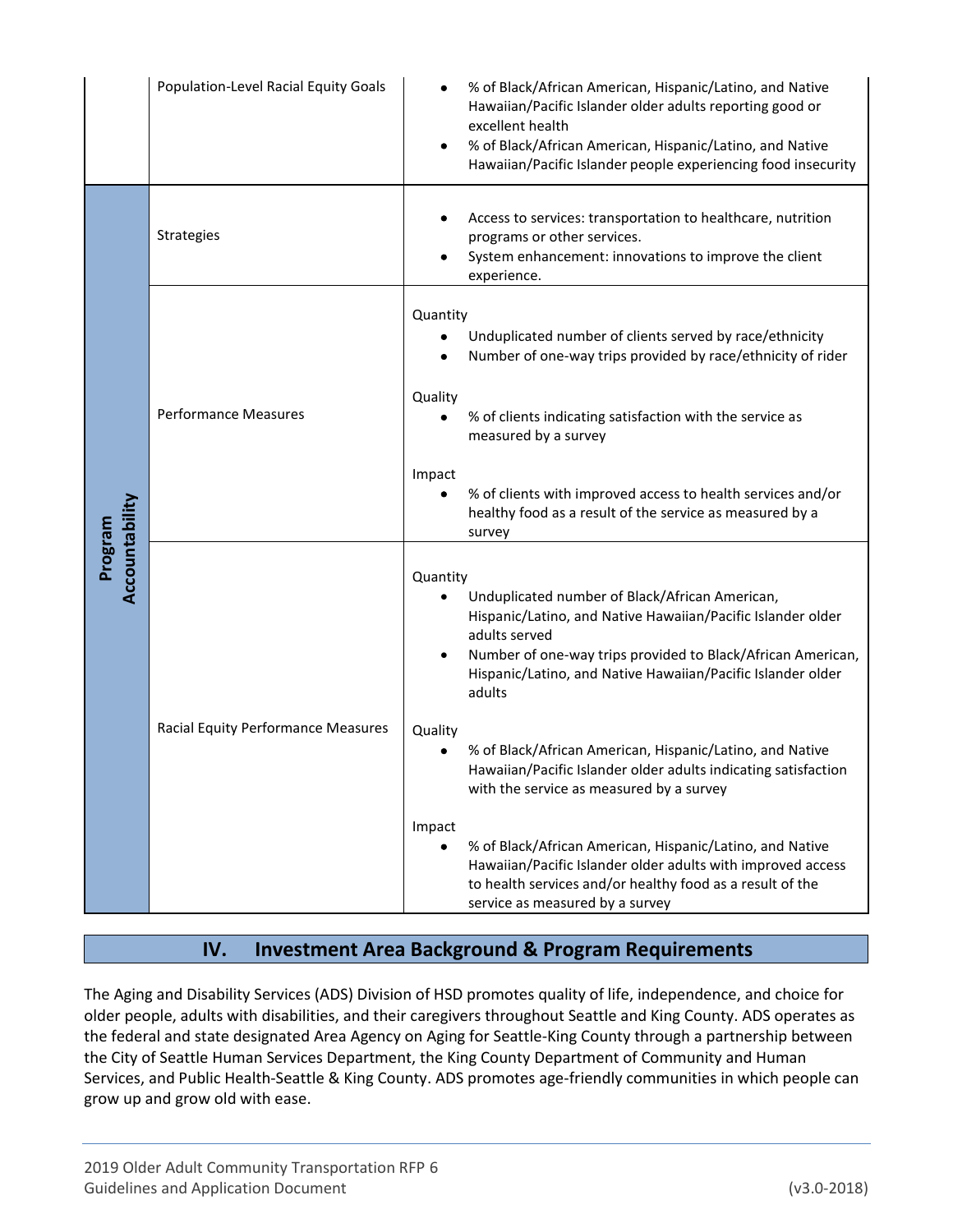|  |  |  |
| --- | --- | --- |
|  | Population-Level Racial Equity Goals | • % of Black/African American, Hispanic/Latino, and Native Hawaiian/Pacific Islander older adults reporting good or excellent health<br>• % of Black/African American, Hispanic/Latino, and Native Hawaiian/Pacific Islander people experiencing food insecurity |
| **Program Accountability** | Strategies | • Access to services: transportation to healthcare, nutrition programs or other services.<br>• System enhancement: innovations to improve the client experience. |
|  | Performance Measures | Quantity<br>• Unduplicated number of clients served by race/ethnicity<br>• Number of one-way trips provided by race/ethnicity of rider<br><br>Quality<br>• % of clients indicating satisfaction with the service as measured by a survey<br><br>Impact<br>• % of clients with improved access to health services and/or healthy food as a result of the service as measured by a survey |
|  | Racial Equity Performance Measures | Quantity<br>• Unduplicated number of Black/African American, Hispanic/Latino, and Native Hawaiian/Pacific Islander older adults served<br>• Number of one-way trips provided to Black/African American, Hispanic/Latino, and Native Hawaiian/Pacific Islander older adults<br><br>Quality<br>• % of Black/African American, Hispanic/Latino, and Native Hawaiian/Pacific Islander older adults indicating satisfaction with the service as measured by a survey<br><br>Impact<br>• % of Black/African American, Hispanic/Latino, and Native Hawaiian/Pacific Islander older adults with improved access to health services and/or healthy food as a result of the service as measured by a survey |

## IV. Investment Area Background & Program Requirements

The Aging and Disability Services (ADS) Division of HSD promotes quality of life, independence, and choice for older people, adults with disabilities, and their caregivers throughout Seattle and King County. ADS operates as the federal and state designated Area Agency on Aging for Seattle-King County through a partnership between the City of Seattle Human Services Department, the King County Department of Community and Human Services, and Public Health-Seattle & King County. ADS promotes age-friendly communities in which people can grow up and grow old with ease.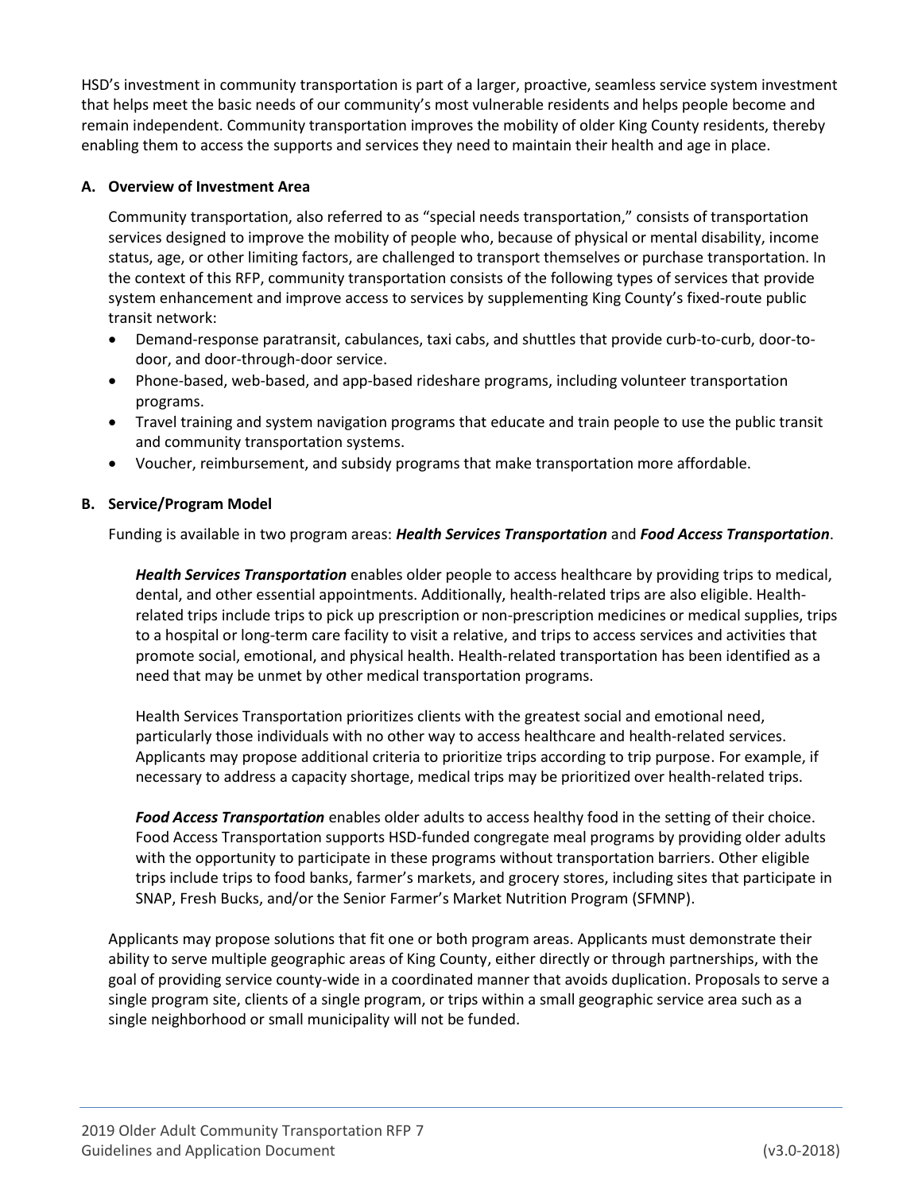HSD's investment in community transportation is part of a larger, proactive, seamless service system investment that helps meet the basic needs of our community's most vulnerable residents and helps people become and remain independent. Community transportation improves the mobility of older King County residents, thereby enabling them to access the supports and services they need to maintain their health and age in place.

## A. Overview of Investment Area

Community transportation, also referred to as "special needs transportation," consists of transportation services designed to improve the mobility of people who, because of physical or mental disability, income status, age, or other limiting factors, are challenged to transport themselves or purchase transportation. In the context of this RFP, community transportation consists of the following types of services that provide system enhancement and improve access to services by supplementing King County's fixed-route public transit network:

- Demand-response paratransit, cabulances, taxi cabs, and shuttles that provide curb-to-curb, door-to-door, and door-through-door service.
- Phone-based, web-based, and app-based rideshare programs, including volunteer transportation programs.
- Travel training and system navigation programs that educate and train people to use the public transit and community transportation systems.
- Voucher, reimbursement, and subsidy programs that make transportation more affordable.

## B. Service/Program Model

Funding is available in two program areas: ***Health Services Transportation*** and ***Food Access Transportation***.

***Health Services Transportation*** enables older people to access healthcare by providing trips to medical, dental, and other essential appointments. Additionally, health-related trips are also eligible. Health-related trips include trips to pick up prescription or non-prescription medicines or medical supplies, trips to a hospital or long-term care facility to visit a relative, and trips to access services and activities that promote social, emotional, and physical health. Health-related transportation has been identified as a need that may be unmet by other medical transportation programs.

Health Services Transportation prioritizes clients with the greatest social and emotional need, particularly those individuals with no other way to access healthcare and health-related services. Applicants may propose additional criteria to prioritize trips according to trip purpose. For example, if necessary to address a capacity shortage, medical trips may be prioritized over health-related trips.

***Food Access Transportation*** enables older adults to access healthy food in the setting of their choice. Food Access Transportation supports HSD-funded congregate meal programs by providing older adults with the opportunity to participate in these programs without transportation barriers. Other eligible trips include trips to food banks, farmer's markets, and grocery stores, including sites that participate in SNAP, Fresh Bucks, and/or the Senior Farmer's Market Nutrition Program (SFMNP).

Applicants may propose solutions that fit one or both program areas. Applicants must demonstrate their ability to serve multiple geographic areas of King County, either directly or through partnerships, with the goal of providing service county-wide in a coordinated manner that avoids duplication. Proposals to serve a single program site, clients of a single program, or trips within a small geographic service area such as a single neighborhood or small municipality will not be funded.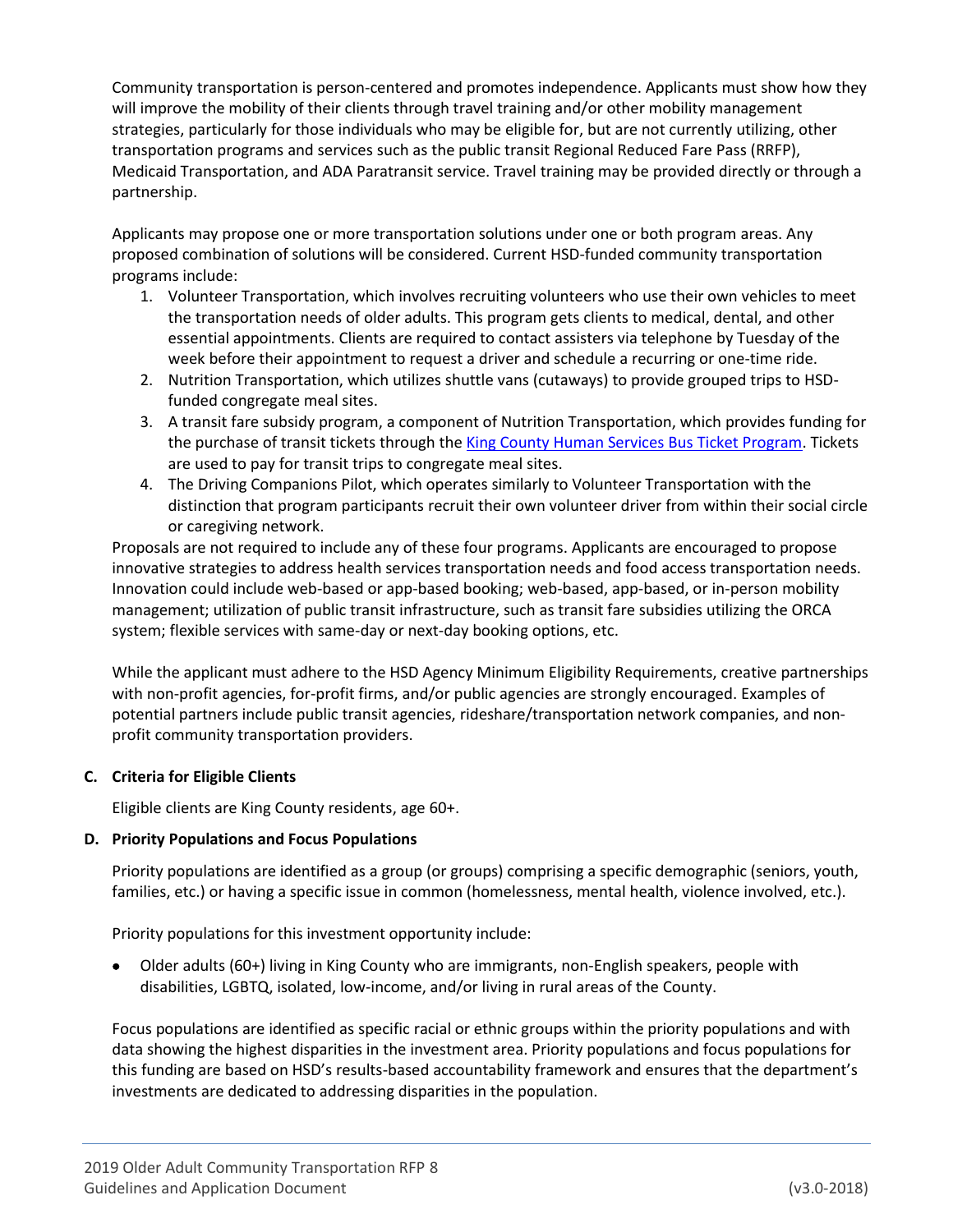Community transportation is person-centered and promotes independence. Applicants must show how they will improve the mobility of their clients through travel training and/or other mobility management strategies, particularly for those individuals who may be eligible for, but are not currently utilizing, other transportation programs and services such as the public transit Regional Reduced Fare Pass (RRFP), Medicaid Transportation, and ADA Paratransit service. Travel training may be provided directly or through a partnership.

Applicants may propose one or more transportation solutions under one or both program areas. Any proposed combination of solutions will be considered. Current HSD-funded community transportation programs include:

1. Volunteer Transportation, which involves recruiting volunteers who use their own vehicles to meet the transportation needs of older adults. This program gets clients to medical, dental, and other essential appointments. Clients are required to contact assisters via telephone by Tuesday of the week before their appointment to request a driver and schedule a recurring or one-time ride.
2. Nutrition Transportation, which utilizes shuttle vans (cutaways) to provide grouped trips to HSD-funded congregate meal sites.
3. A transit fare subsidy program, a component of Nutrition Transportation, which provides funding for the purchase of transit tickets through the [King County Human Services Bus Ticket Program](). Tickets are used to pay for transit trips to congregate meal sites.
4. The Driving Companions Pilot, which operates similarly to Volunteer Transportation with the distinction that program participants recruit their own volunteer driver from within their social circle or caregiving network.

Proposals are not required to include any of these four programs. Applicants are encouraged to propose innovative strategies to address health services transportation needs and food access transportation needs. Innovation could include web-based or app-based booking; web-based, app-based, or in-person mobility management; utilization of public transit infrastructure, such as transit fare subsidies utilizing the ORCA system; flexible services with same-day or next-day booking options, etc.

While the applicant must adhere to the HSD Agency Minimum Eligibility Requirements, creative partnerships with non-profit agencies, for-profit firms, and/or public agencies are strongly encouraged. Examples of potential partners include public transit agencies, rideshare/transportation network companies, and non-profit community transportation providers.

**C. Criteria for Eligible Clients**

Eligible clients are King County residents, age 60+.

**D. Priority Populations and Focus Populations**

Priority populations are identified as a group (or groups) comprising a specific demographic (seniors, youth, families, etc.) or having a specific issue in common (homelessness, mental health, violence involved, etc.).

Priority populations for this investment opportunity include:

- Older adults (60+) living in King County who are immigrants, non-English speakers, people with disabilities, LGBTQ, isolated, low-income, and/or living in rural areas of the County.

Focus populations are identified as specific racial or ethnic groups within the priority populations and with data showing the highest disparities in the investment area. Priority populations and focus populations for this funding are based on HSD's results-based accountability framework and ensures that the department's investments are dedicated to addressing disparities in the population.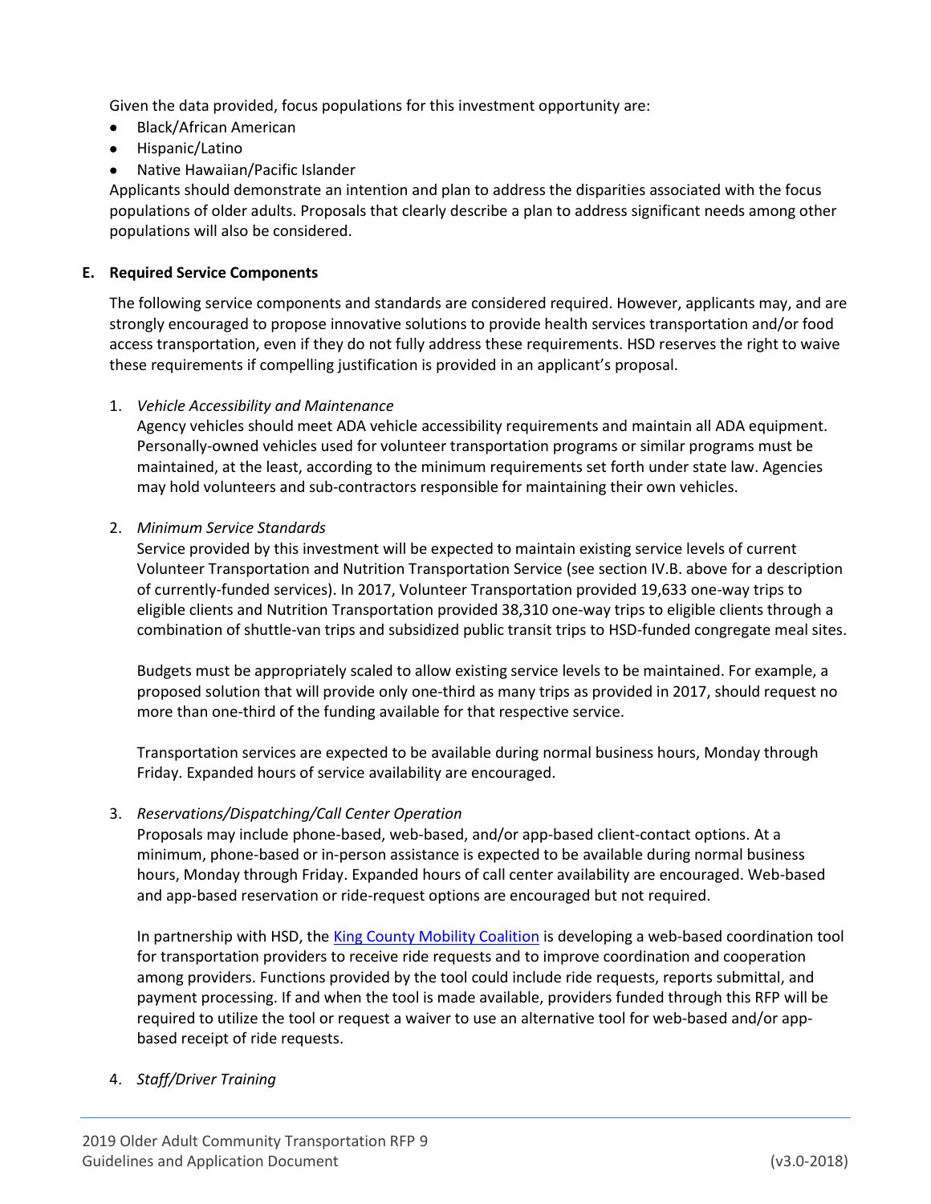Given the data provided, focus populations for this investment opportunity are:

- Black/African American
- Hispanic/Latino
- Native Hawaiian/Pacific Islander

Applicants should demonstrate an intention and plan to address the disparities associated with the focus populations of older adults. Proposals that clearly describe a plan to address significant needs among other populations will also be considered.

**E. Required Service Components**

The following service components and standards are considered required. However, applicants may, and are strongly encouraged to propose innovative solutions to provide health services transportation and/or food access transportation, even if they do not fully address these requirements. HSD reserves the right to waive these requirements if compelling justification is provided in an applicant's proposal.

1. *Vehicle Accessibility and Maintenance*

   Agency vehicles should meet ADA vehicle accessibility requirements and maintain all ADA equipment. Personally-owned vehicles used for volunteer transportation programs or similar programs must be maintained, at the least, according to the minimum requirements set forth under state law. Agencies may hold volunteers and sub-contractors responsible for maintaining their own vehicles.

2. *Minimum Service Standards*

   Service provided by this investment will be expected to maintain existing service levels of current Volunteer Transportation and Nutrition Transportation Service (see section IV.B. above for a description of currently-funded services). In 2017, Volunteer Transportation provided 19,633 one-way trips to eligible clients and Nutrition Transportation provided 38,310 one-way trips to eligible clients through a combination of shuttle-van trips and subsidized public transit trips to HSD-funded congregate meal sites.

   Budgets must be appropriately scaled to allow existing service levels to be maintained. For example, a proposed solution that will provide only one-third as many trips as provided in 2017, should request no more than one-third of the funding available for that respective service.

   Transportation services are expected to be available during normal business hours, Monday through Friday. Expanded hours of service availability are encouraged.

3. *Reservations/Dispatching/Call Center Operation*

   Proposals may include phone-based, web-based, and/or app-based client-contact options. At a minimum, phone-based or in-person assistance is expected to be available during normal business hours, Monday through Friday. Expanded hours of call center availability are encouraged. Web-based and app-based reservation or ride-request options are encouraged but not required.

   In partnership with HSD, the King County Mobility Coalition is developing a web-based coordination tool for transportation providers to receive ride requests and to improve coordination and cooperation among providers. Functions provided by the tool could include ride requests, reports submittal, and payment processing. If and when the tool is made available, providers funded through this RFP will be required to utilize the tool or request a waiver to use an alternative tool for web-based and/or app-based receipt of ride requests.

4. *Staff/Driver Training*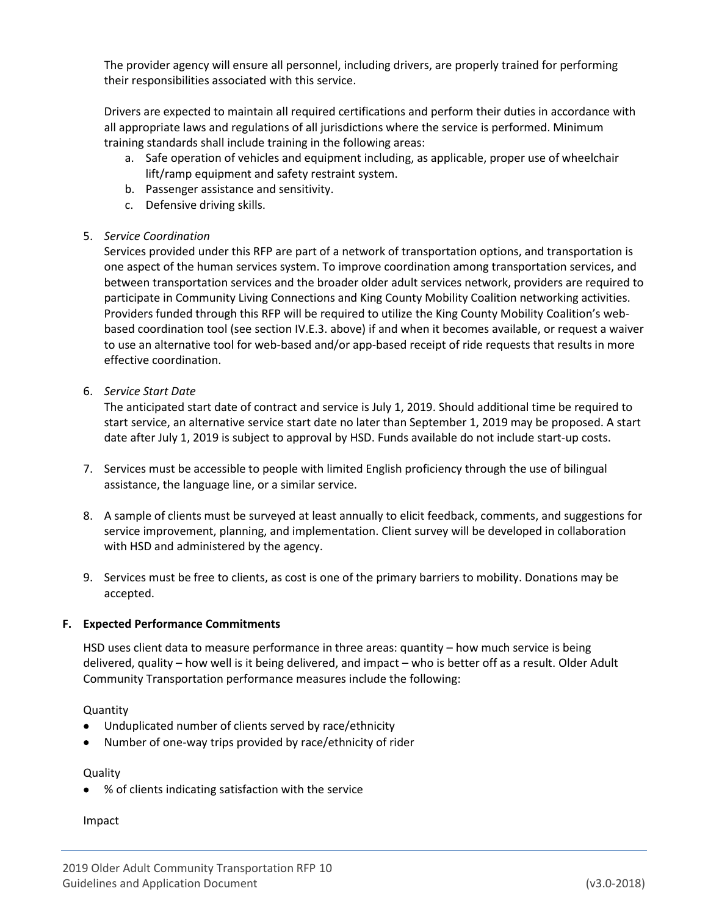The provider agency will ensure all personnel, including drivers, are properly trained for performing their responsibilities associated with this service.

Drivers are expected to maintain all required certifications and perform their duties in accordance with all appropriate laws and regulations of all jurisdictions where the service is performed. Minimum training standards shall include training in the following areas:

a. Safe operation of vehicles and equipment including, as applicable, proper use of wheelchair lift/ramp equipment and safety restraint system.
b. Passenger assistance and sensitivity.
c. Defensive driving skills.

5. *Service Coordination*
   Services provided under this RFP are part of a network of transportation options, and transportation is one aspect of the human services system. To improve coordination among transportation services, and between transportation services and the broader older adult services network, providers are required to participate in Community Living Connections and King County Mobility Coalition networking activities. Providers funded through this RFP will be required to utilize the King County Mobility Coalition's web-based coordination tool (see section IV.E.3. above) if and when it becomes available, or request a waiver to use an alternative tool for web-based and/or app-based receipt of ride requests that results in more effective coordination.

6. *Service Start Date*
   The anticipated start date of contract and service is July 1, 2019. Should additional time be required to start service, an alternative service start date no later than September 1, 2019 may be proposed. A start date after July 1, 2019 is subject to approval by HSD. Funds available do not include start-up costs.

7. Services must be accessible to people with limited English proficiency through the use of bilingual assistance, the language line, or a similar service.

8. A sample of clients must be surveyed at least annually to elicit feedback, comments, and suggestions for service improvement, planning, and implementation. Client survey will be developed in collaboration with HSD and administered by the agency.

9. Services must be free to clients, as cost is one of the primary barriers to mobility. Donations may be accepted.

**F. Expected Performance Commitments**

HSD uses client data to measure performance in three areas: quantity – how much service is being delivered, quality – how well is it being delivered, and impact – who is better off as a result. Older Adult Community Transportation performance measures include the following:

Quantity

- Unduplicated number of clients served by race/ethnicity
- Number of one-way trips provided by race/ethnicity of rider

Quality

- % of clients indicating satisfaction with the service

Impact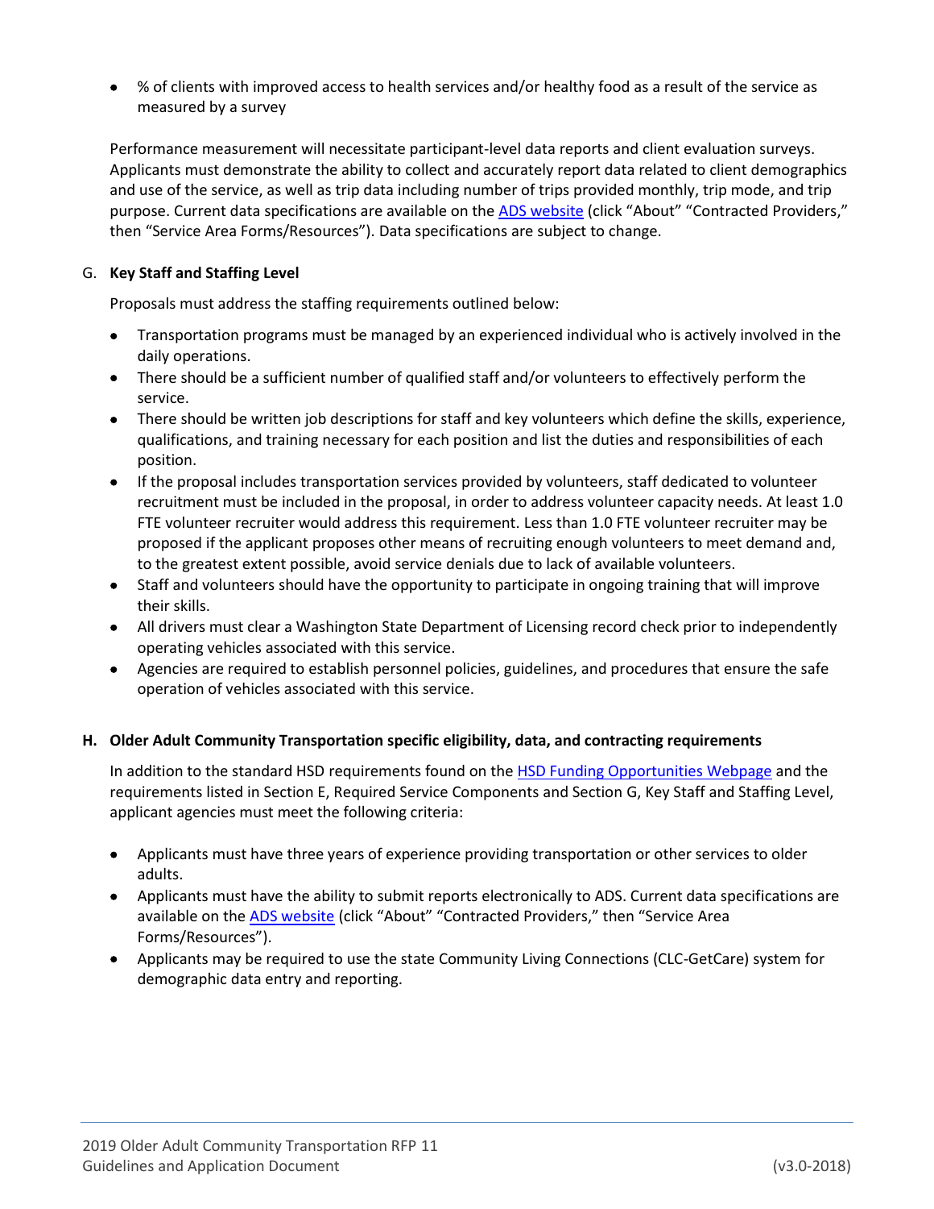- % of clients with improved access to health services and/or healthy food as a result of the service as measured by a survey

Performance measurement will necessitate participant-level data reports and client evaluation surveys. Applicants must demonstrate the ability to collect and accurately report data related to client demographics and use of the service, as well as trip data including number of trips provided monthly, trip mode, and trip purpose. Current data specifications are available on the ADS website (click "About" "Contracted Providers," then "Service Area Forms/Resources"). Data specifications are subject to change.

G. **Key Staff and Staffing Level**

Proposals must address the staffing requirements outlined below:

- Transportation programs must be managed by an experienced individual who is actively involved in the daily operations.
- There should be a sufficient number of qualified staff and/or volunteers to effectively perform the service.
- There should be written job descriptions for staff and key volunteers which define the skills, experience, qualifications, and training necessary for each position and list the duties and responsibilities of each position.
- If the proposal includes transportation services provided by volunteers, staff dedicated to volunteer recruitment must be included in the proposal, in order to address volunteer capacity needs. At least 1.0 FTE volunteer recruiter would address this requirement. Less than 1.0 FTE volunteer recruiter may be proposed if the applicant proposes other means of recruiting enough volunteers to meet demand and, to the greatest extent possible, avoid service denials due to lack of available volunteers.
- Staff and volunteers should have the opportunity to participate in ongoing training that will improve their skills.
- All drivers must clear a Washington State Department of Licensing record check prior to independently operating vehicles associated with this service.
- Agencies are required to establish personnel policies, guidelines, and procedures that ensure the safe operation of vehicles associated with this service.

**H. Older Adult Community Transportation specific eligibility, data, and contracting requirements**

In addition to the standard HSD requirements found on the HSD Funding Opportunities Webpage and the requirements listed in Section E, Required Service Components and Section G, Key Staff and Staffing Level, applicant agencies must meet the following criteria:

- Applicants must have three years of experience providing transportation or other services to older adults.
- Applicants must have the ability to submit reports electronically to ADS. Current data specifications are available on the ADS website (click "About" "Contracted Providers," then "Service Area Forms/Resources").
- Applicants may be required to use the state Community Living Connections (CLC-GetCare) system for demographic data entry and reporting.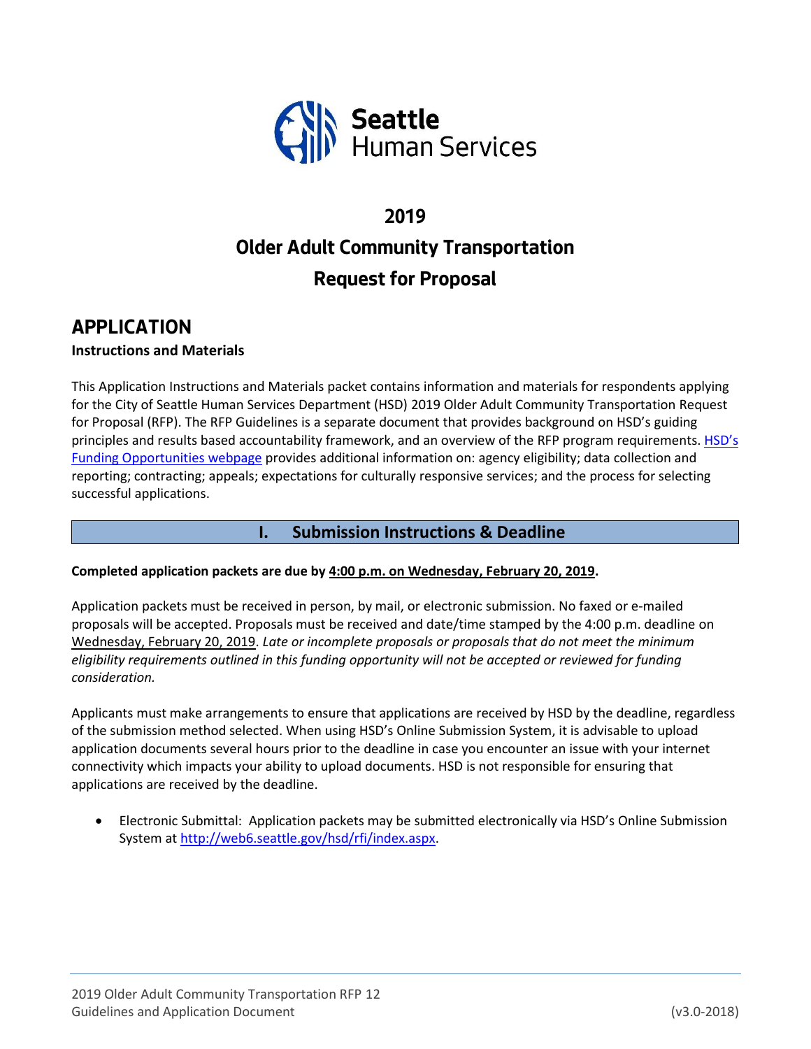Seattle Human Services

# 2019
# Older Adult Community Transportation
# Request for Proposal

## APPLICATION

**Instructions and Materials**

This Application Instructions and Materials packet contains information and materials for respondents applying for the City of Seattle Human Services Department (HSD) 2019 Older Adult Community Transportation Request for Proposal (RFP). The RFP Guidelines is a separate document that provides background on HSD's guiding principles and results based accountability framework, and an overview of the RFP program requirements. [HSD's Funding Opportunities webpage]() provides additional information on: agency eligibility; data collection and reporting; contracting; appeals; expectations for culturally responsive services; and the process for selecting successful applications.

## I. Submission Instructions & Deadline

**Completed application packets are due by <u>4:00 p.m. on Wednesday, February 20, 2019</u>.**

Application packets must be received in person, by mail, or electronic submission. No faxed or e-mailed proposals will be accepted. Proposals must be received and date/time stamped by the 4:00 p.m. deadline on <u>Wednesday, February 20, 2019</u>. *Late or incomplete proposals or proposals that do not meet the minimum eligibility requirements outlined in this funding opportunity will not be accepted or reviewed for funding consideration.*

Applicants must make arrangements to ensure that applications are received by HSD by the deadline, regardless of the submission method selected. When using HSD's Online Submission System, it is advisable to upload application documents several hours prior to the deadline in case you encounter an issue with your internet connectivity which impacts your ability to upload documents. HSD is not responsible for ensuring that applications are received by the deadline.

- Electronic Submittal: Application packets may be submitted electronically via HSD's Online Submission System at [http://web6.seattle.gov/hsd/rfi/index.aspx](http://web6.seattle.gov/hsd/rfi/index.aspx).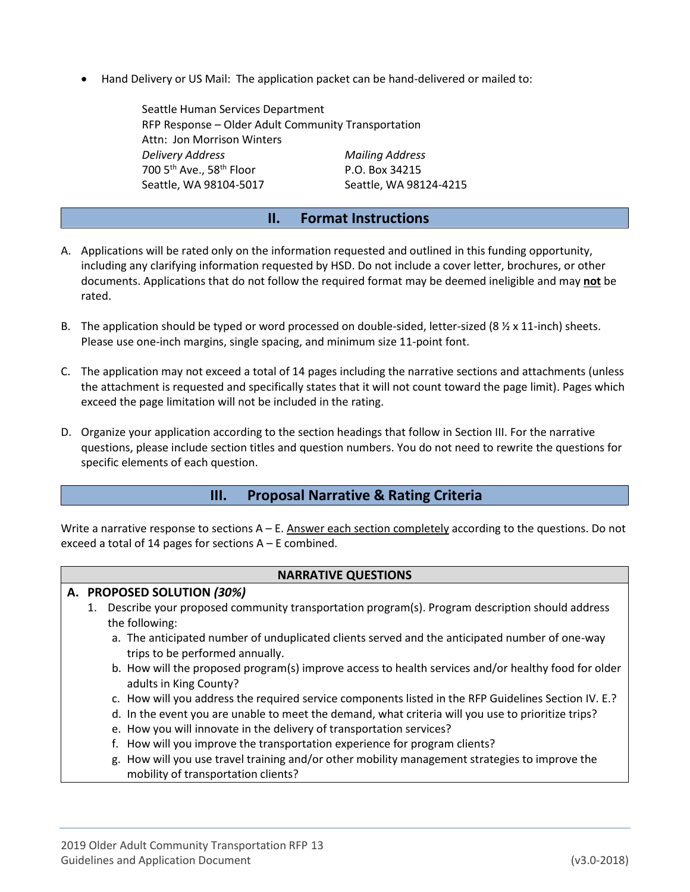- Hand Delivery or US Mail: The application packet can be hand-delivered or mailed to:

  Seattle Human Services Department
  RFP Response – Older Adult Community Transportation
  Attn: Jon Morrison Winters

  | *Delivery Address* | *Mailing Address* |
  |---|---|
  | 700 5th Ave., 58th Floor | P.O. Box 34215 |
  | Seattle, WA 98104-5017 | Seattle, WA 98124-4215 |

## II. Format Instructions

A. Applications will be rated only on the information requested and outlined in this funding opportunity, including any clarifying information requested by HSD. Do not include a cover letter, brochures, or other documents. Applications that do not follow the required format may be deemed ineligible and may **not** be rated.

B. The application should be typed or word processed on double-sided, letter-sized (8 ½ x 11-inch) sheets. Please use one-inch margins, single spacing, and minimum size 11-point font.

C. The application may not exceed a total of 14 pages including the narrative sections and attachments (unless the attachment is requested and specifically states that it will not count toward the page limit). Pages which exceed the page limitation will not be included in the rating.

D. Organize your application according to the section headings that follow in Section III. For the narrative questions, please include section titles and question numbers. You do not need to rewrite the questions for specific elements of each question.

## III. Proposal Narrative & Rating Criteria

Write a narrative response to sections A – E. Answer each section completely according to the questions. Do not exceed a total of 14 pages for sections A – E combined.

### NARRATIVE QUESTIONS

**A. PROPOSED SOLUTION *(30%)***

1. Describe your proposed community transportation program(s). Program description should address the following:
   a. The anticipated number of unduplicated clients served and the anticipated number of one-way trips to be performed annually.
   b. How will the proposed program(s) improve access to health services and/or healthy food for older adults in King County?
   c. How will you address the required service components listed in the RFP Guidelines Section IV. E.?
   d. In the event you are unable to meet the demand, what criteria will you use to prioritize trips?
   e. How you will innovate in the delivery of transportation services?
   f. How will you improve the transportation experience for program clients?
   g. How will you use travel training and/or other mobility management strategies to improve the mobility of transportation clients?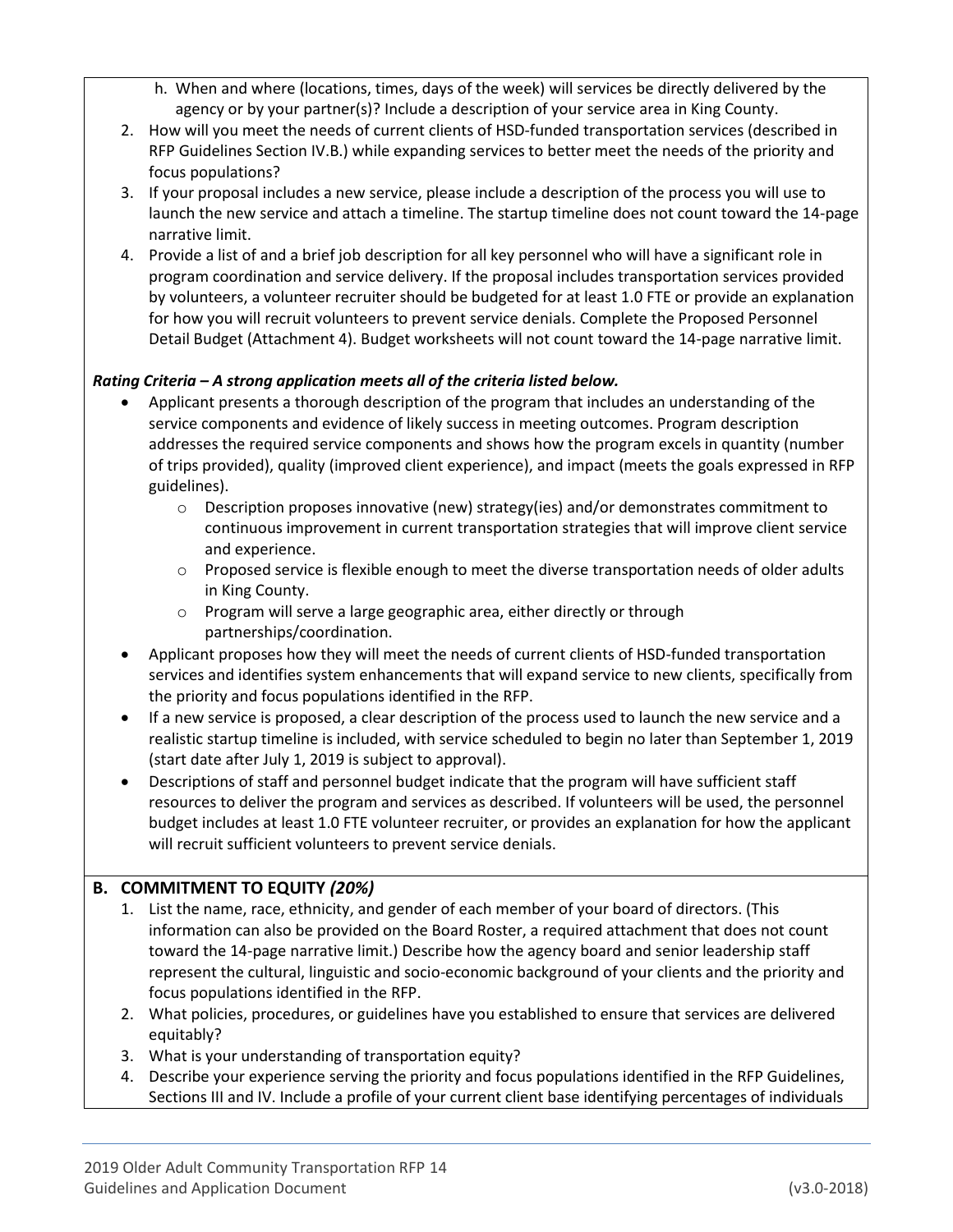h. When and where (locations, times, days of the week) will services be directly delivered by the agency or by your partner(s)? Include a description of your service area in King County.

2. How will you meet the needs of current clients of HSD-funded transportation services (described in RFP Guidelines Section IV.B.) while expanding services to better meet the needs of the priority and focus populations?
3. If your proposal includes a new service, please include a description of the process you will use to launch the new service and attach a timeline. The startup timeline does not count toward the 14-page narrative limit.
4. Provide a list of and a brief job description for all key personnel who will have a significant role in program coordination and service delivery. If the proposal includes transportation services provided by volunteers, a volunteer recruiter should be budgeted for at least 1.0 FTE or provide an explanation for how you will recruit volunteers to prevent service denials. Complete the Proposed Personnel Detail Budget (Attachment 4). Budget worksheets will not count toward the 14-page narrative limit.

***Rating Criteria – A strong application meets all of the criteria listed below.***

- Applicant presents a thorough description of the program that includes an understanding of the service components and evidence of likely success in meeting outcomes. Program description addresses the required service components and shows how the program excels in quantity (number of trips provided), quality (improved client experience), and impact (meets the goals expressed in RFP guidelines).
  - Description proposes innovative (new) strategy(ies) and/or demonstrates commitment to continuous improvement in current transportation strategies that will improve client service and experience.
  - Proposed service is flexible enough to meet the diverse transportation needs of older adults in King County.
  - Program will serve a large geographic area, either directly or through partnerships/coordination.
- Applicant proposes how they will meet the needs of current clients of HSD-funded transportation services and identifies system enhancements that will expand service to new clients, specifically from the priority and focus populations identified in the RFP.
- If a new service is proposed, a clear description of the process used to launch the new service and a realistic startup timeline is included, with service scheduled to begin no later than September 1, 2019 (start date after July 1, 2019 is subject to approval).
- Descriptions of staff and personnel budget indicate that the program will have sufficient staff resources to deliver the program and services as described. If volunteers will be used, the personnel budget includes at least 1.0 FTE volunteer recruiter, or provides an explanation for how the applicant will recruit sufficient volunteers to prevent service denials.

## B. COMMITMENT TO EQUITY *(20%)*

1. List the name, race, ethnicity, and gender of each member of your board of directors. (This information can also be provided on the Board Roster, a required attachment that does not count toward the 14-page narrative limit.) Describe how the agency board and senior leadership staff represent the cultural, linguistic and socio-economic background of your clients and the priority and focus populations identified in the RFP.
2. What policies, procedures, or guidelines have you established to ensure that services are delivered equitably?
3. What is your understanding of transportation equity?
4. Describe your experience serving the priority and focus populations identified in the RFP Guidelines, Sections III and IV. Include a profile of your current client base identifying percentages of individuals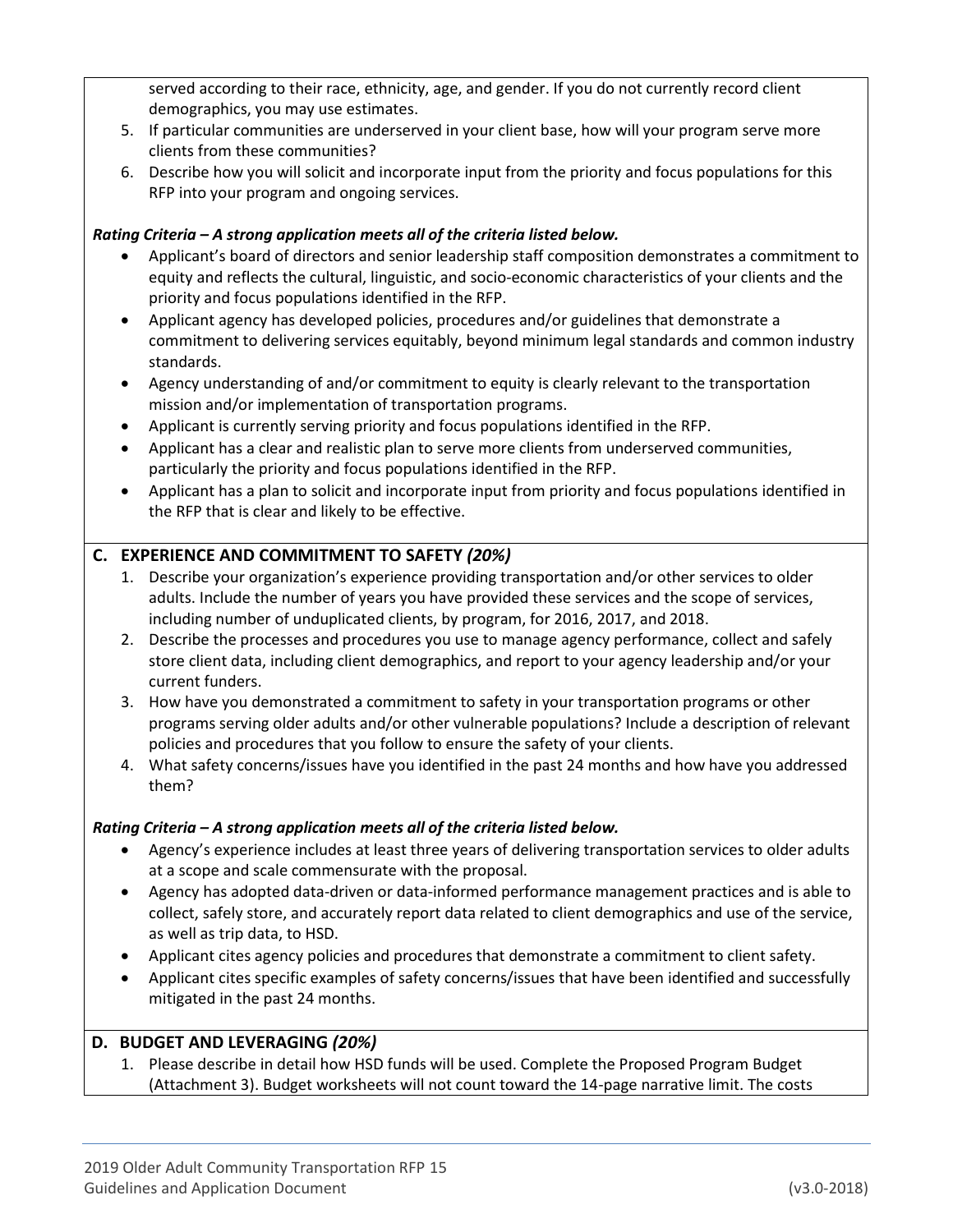served according to their race, ethnicity, age, and gender. If you do not currently record client demographics, you may use estimates.

5. If particular communities are underserved in your client base, how will your program serve more clients from these communities?
6. Describe how you will solicit and incorporate input from the priority and focus populations for this RFP into your program and ongoing services.

***Rating Criteria – A strong application meets all of the criteria listed below.***

- Applicant's board of directors and senior leadership staff composition demonstrates a commitment to equity and reflects the cultural, linguistic, and socio-economic characteristics of your clients and the priority and focus populations identified in the RFP.
- Applicant agency has developed policies, procedures and/or guidelines that demonstrate a commitment to delivering services equitably, beyond minimum legal standards and common industry standards.
- Agency understanding of and/or commitment to equity is clearly relevant to the transportation mission and/or implementation of transportation programs.
- Applicant is currently serving priority and focus populations identified in the RFP.
- Applicant has a clear and realistic plan to serve more clients from underserved communities, particularly the priority and focus populations identified in the RFP.
- Applicant has a plan to solicit and incorporate input from priority and focus populations identified in the RFP that is clear and likely to be effective.

## C. EXPERIENCE AND COMMITMENT TO SAFETY *(20%)*

1. Describe your organization's experience providing transportation and/or other services to older adults. Include the number of years you have provided these services and the scope of services, including number of unduplicated clients, by program, for 2016, 2017, and 2018.
2. Describe the processes and procedures you use to manage agency performance, collect and safely store client data, including client demographics, and report to your agency leadership and/or your current funders.
3. How have you demonstrated a commitment to safety in your transportation programs or other programs serving older adults and/or other vulnerable populations? Include a description of relevant policies and procedures that you follow to ensure the safety of your clients.
4. What safety concerns/issues have you identified in the past 24 months and how have you addressed them?

***Rating Criteria – A strong application meets all of the criteria listed below.***

- Agency's experience includes at least three years of delivering transportation services to older adults at a scope and scale commensurate with the proposal.
- Agency has adopted data-driven or data-informed performance management practices and is able to collect, safely store, and accurately report data related to client demographics and use of the service, as well as trip data, to HSD.
- Applicant cites agency policies and procedures that demonstrate a commitment to client safety.
- Applicant cites specific examples of safety concerns/issues that have been identified and successfully mitigated in the past 24 months.

## D. BUDGET AND LEVERAGING *(20%)*

1. Please describe in detail how HSD funds will be used. Complete the Proposed Program Budget (Attachment 3). Budget worksheets will not count toward the 14-page narrative limit. The costs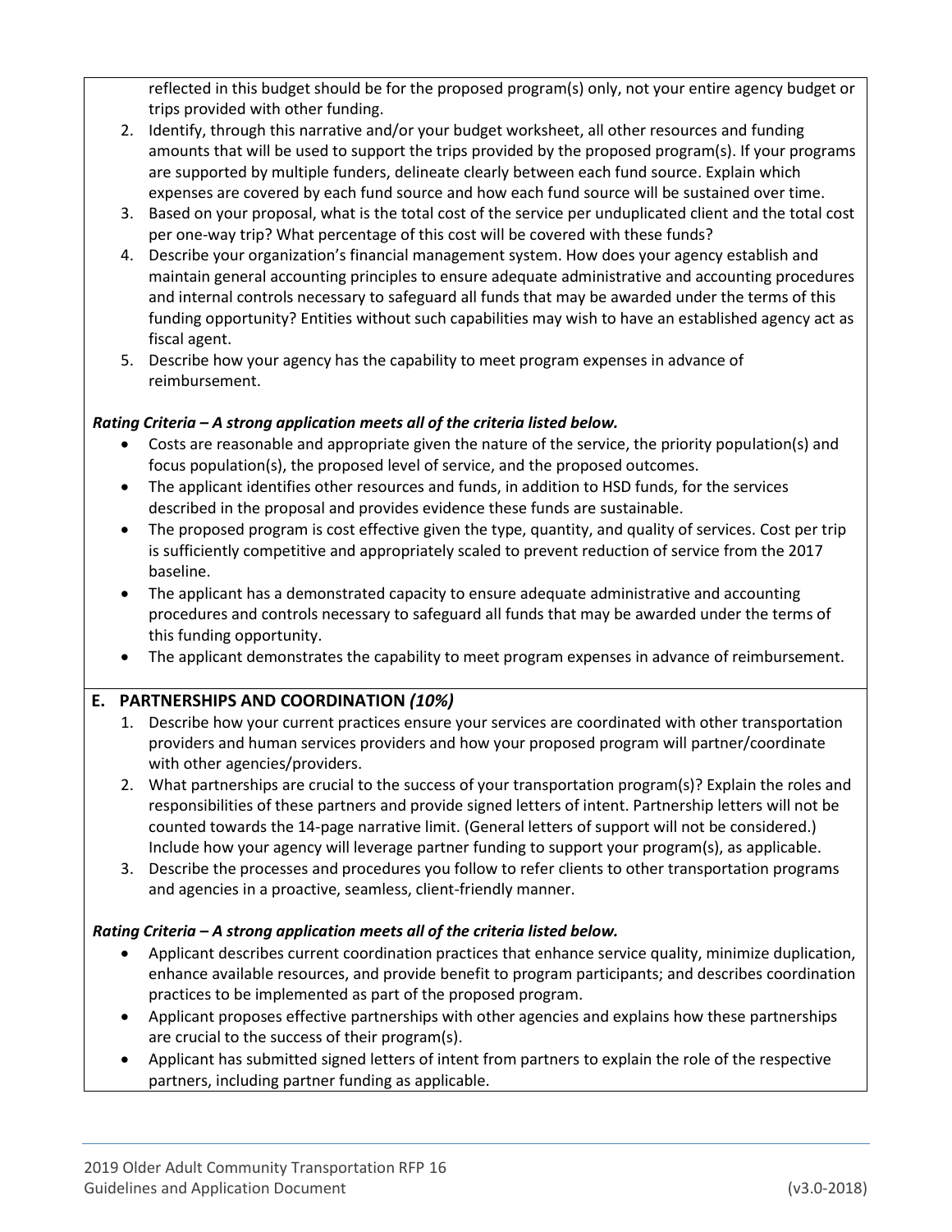reflected in this budget should be for the proposed program(s) only, not your entire agency budget or trips provided with other funding.

2. Identify, through this narrative and/or your budget worksheet, all other resources and funding amounts that will be used to support the trips provided by the proposed program(s). If your programs are supported by multiple funders, delineate clearly between each fund source. Explain which expenses are covered by each fund source and how each fund source will be sustained over time.
3. Based on your proposal, what is the total cost of the service per unduplicated client and the total cost per one-way trip? What percentage of this cost will be covered with these funds?
4. Describe your organization's financial management system. How does your agency establish and maintain general accounting principles to ensure adequate administrative and accounting procedures and internal controls necessary to safeguard all funds that may be awarded under the terms of this funding opportunity? Entities without such capabilities may wish to have an established agency act as fiscal agent.
5. Describe how your agency has the capability to meet program expenses in advance of reimbursement.

***Rating Criteria – A strong application meets all of the criteria listed below.***

- Costs are reasonable and appropriate given the nature of the service, the priority population(s) and focus population(s), the proposed level of service, and the proposed outcomes.
- The applicant identifies other resources and funds, in addition to HSD funds, for the services described in the proposal and provides evidence these funds are sustainable.
- The proposed program is cost effective given the type, quantity, and quality of services. Cost per trip is sufficiently competitive and appropriately scaled to prevent reduction of service from the 2017 baseline.
- The applicant has a demonstrated capacity to ensure adequate administrative and accounting procedures and controls necessary to safeguard all funds that may be awarded under the terms of this funding opportunity.
- The applicant demonstrates the capability to meet program expenses in advance of reimbursement.

## E. PARTNERSHIPS AND COORDINATION *(10%)*

1. Describe how your current practices ensure your services are coordinated with other transportation providers and human services providers and how your proposed program will partner/coordinate with other agencies/providers.
2. What partnerships are crucial to the success of your transportation program(s)? Explain the roles and responsibilities of these partners and provide signed letters of intent. Partnership letters will not be counted towards the 14-page narrative limit. (General letters of support will not be considered.) Include how your agency will leverage partner funding to support your program(s), as applicable.
3. Describe the processes and procedures you follow to refer clients to other transportation programs and agencies in a proactive, seamless, client-friendly manner.

***Rating Criteria – A strong application meets all of the criteria listed below.***

- Applicant describes current coordination practices that enhance service quality, minimize duplication, enhance available resources, and provide benefit to program participants; and describes coordination practices to be implemented as part of the proposed program.
- Applicant proposes effective partnerships with other agencies and explains how these partnerships are crucial to the success of their program(s).
- Applicant has submitted signed letters of intent from partners to explain the role of the respective partners, including partner funding as applicable.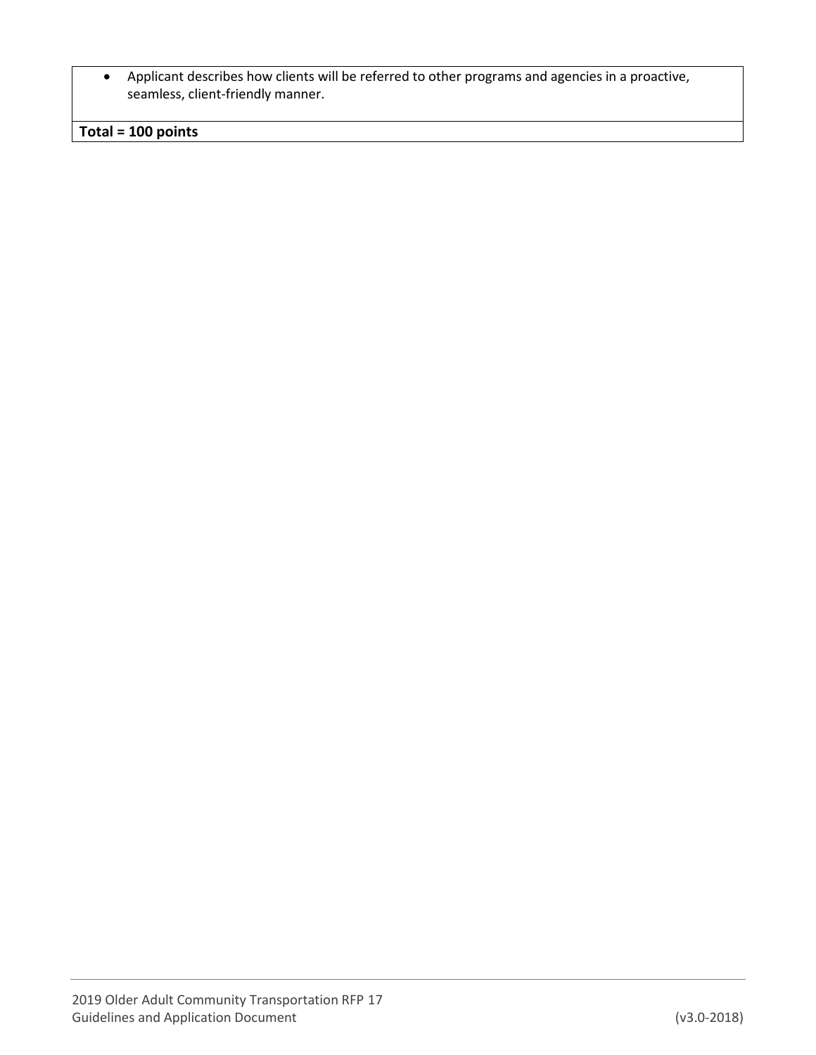| |
|---|
| • Applicant describes how clients will be referred to other programs and agencies in a proactive, seamless, client-friendly manner. |
| **Total = 100 points** |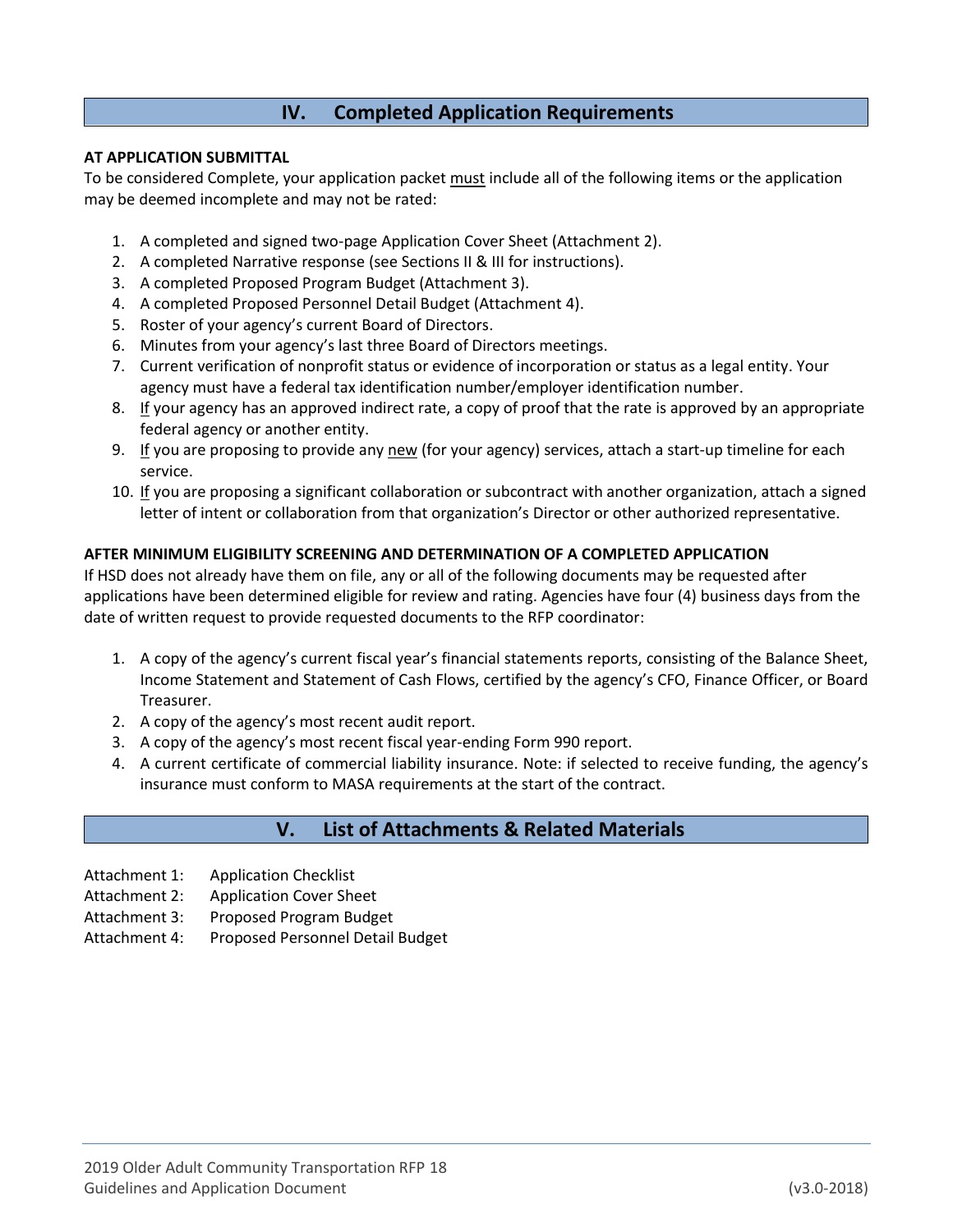## IV. Completed Application Requirements

**AT APPLICATION SUBMITTAL**

To be considered Complete, your application packet <u>must</u> include all of the following items or the application may be deemed incomplete and may not be rated:

1. A completed and signed two-page Application Cover Sheet (Attachment 2).
2. A completed Narrative response (see Sections II & III for instructions).
3. A completed Proposed Program Budget (Attachment 3).
4. A completed Proposed Personnel Detail Budget (Attachment 4).
5. Roster of your agency's current Board of Directors.
6. Minutes from your agency's last three Board of Directors meetings.
7. Current verification of nonprofit status or evidence of incorporation or status as a legal entity. Your agency must have a federal tax identification number/employer identification number.
8. <u>If</u> your agency has an approved indirect rate, a copy of proof that the rate is approved by an appropriate federal agency or another entity.
9. <u>If</u> you are proposing to provide any <u>new</u> (for your agency) services, attach a start-up timeline for each service.
10. <u>If</u> you are proposing a significant collaboration or subcontract with another organization, attach a signed letter of intent or collaboration from that organization's Director or other authorized representative.

**AFTER MINIMUM ELIGIBILITY SCREENING AND DETERMINATION OF A COMPLETED APPLICATION**

If HSD does not already have them on file, any or all of the following documents may be requested after applications have been determined eligible for review and rating. Agencies have four (4) business days from the date of written request to provide requested documents to the RFP coordinator:

1. A copy of the agency's current fiscal year's financial statements reports, consisting of the Balance Sheet, Income Statement and Statement of Cash Flows, certified by the agency's CFO, Finance Officer, or Board Treasurer.
2. A copy of the agency's most recent audit report.
3. A copy of the agency's most recent fiscal year-ending Form 990 report.
4. A current certificate of commercial liability insurance. Note: if selected to receive funding, the agency's insurance must conform to MASA requirements at the start of the contract.

## V. List of Attachments & Related Materials

Attachment 1: Application Checklist
Attachment 2: Application Cover Sheet
Attachment 3: Proposed Program Budget
Attachment 4: Proposed Personnel Detail Budget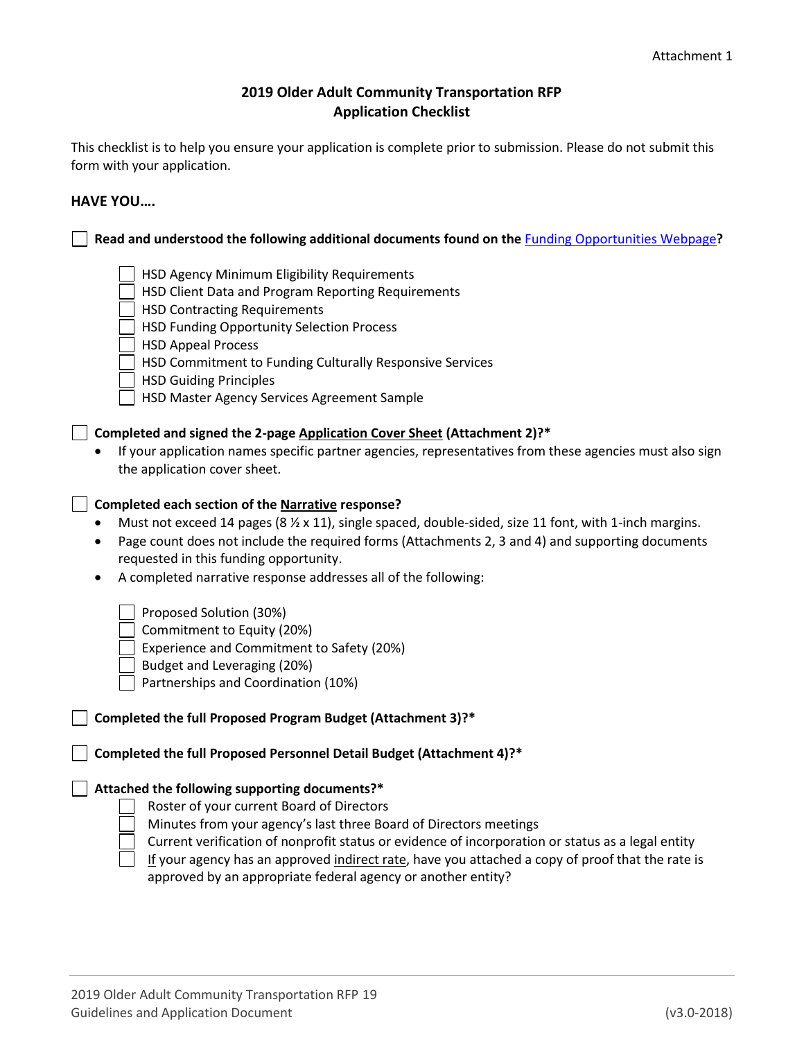Attachment 1

## 2019 Older Adult Community Transportation RFP
## Application Checklist

This checklist is to help you ensure your application is complete prior to submission. Please do not submit this form with your application.

**HAVE YOU….**

- [ ] **Read and understood the following additional documents found on the Funding Opportunities Webpage?**
  - [ ] HSD Agency Minimum Eligibility Requirements
  - [ ] HSD Client Data and Program Reporting Requirements
  - [ ] HSD Contracting Requirements
  - [ ] HSD Funding Opportunity Selection Process
  - [ ] HSD Appeal Process
  - [ ] HSD Commitment to Funding Culturally Responsive Services
  - [ ] HSD Guiding Principles
  - [ ] HSD Master Agency Services Agreement Sample

- [ ] **Completed and signed the 2-page Application Cover Sheet (Attachment 2)?***
  - If your application names specific partner agencies, representatives from these agencies must also sign the application cover sheet.

- [ ] **Completed each section of the Narrative response?**
  - Must not exceed 14 pages (8 ½ x 11), single spaced, double-sided, size 11 font, with 1-inch margins.
  - Page count does not include the required forms (Attachments 2, 3 and 4) and supporting documents requested in this funding opportunity.
  - A completed narrative response addresses all of the following:
    - [ ] Proposed Solution (30%)
    - [ ] Commitment to Equity (20%)
    - [ ] Experience and Commitment to Safety (20%)
    - [ ] Budget and Leveraging (20%)
    - [ ] Partnerships and Coordination (10%)

- [ ] **Completed the full Proposed Program Budget (Attachment 3)?***

- [ ] **Completed the full Proposed Personnel Detail Budget (Attachment 4)?***

- [ ] **Attached the following supporting documents?***
  - [ ] Roster of your current Board of Directors
  - [ ] Minutes from your agency's last three Board of Directors meetings
  - [ ] Current verification of nonprofit status or evidence of incorporation or status as a legal entity
  - [ ] If your agency has an approved indirect rate, have you attached a copy of proof that the rate is approved by an appropriate federal agency or another entity?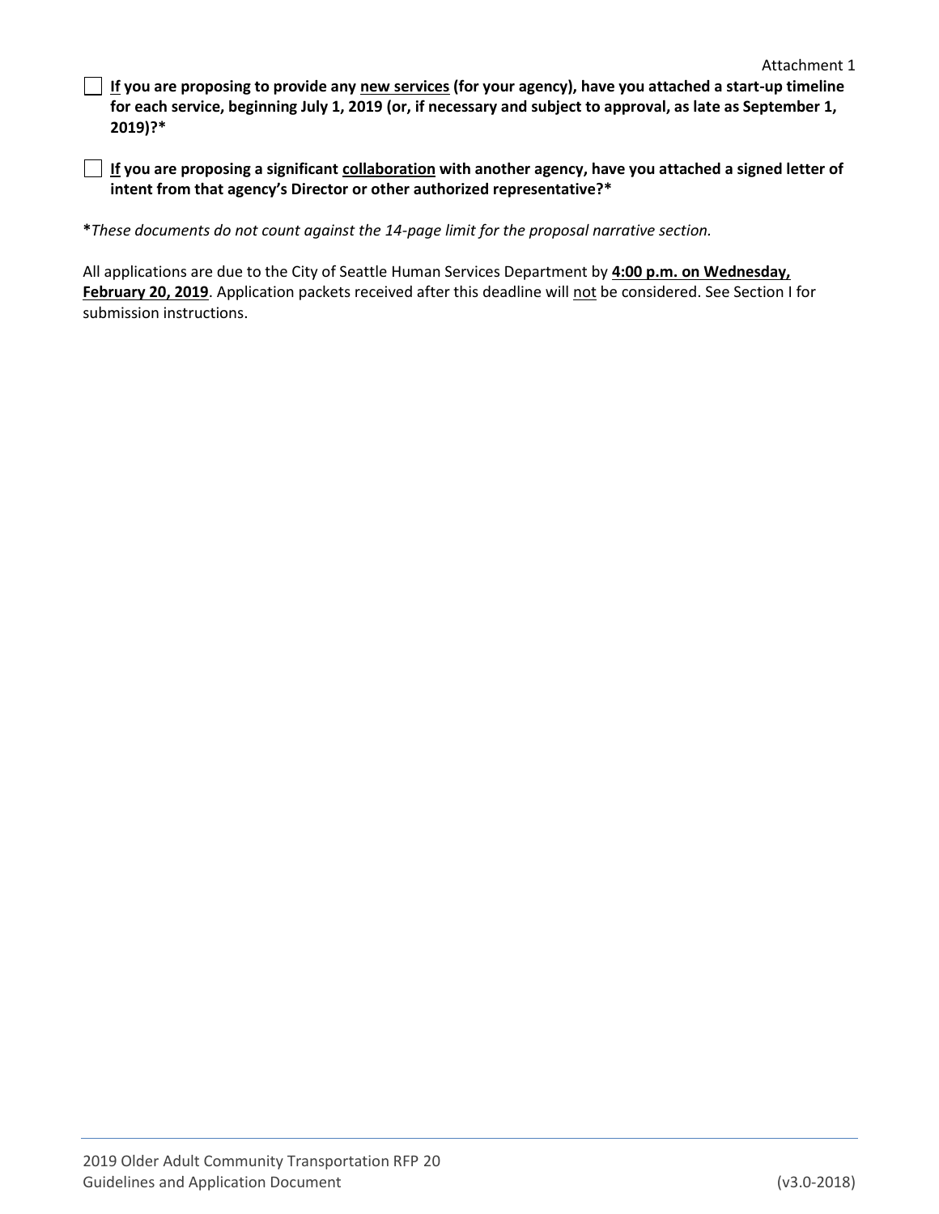Attachment 1

- [ ] **<u>If</u> you are proposing to provide any <u>new services</u> (for your agency), have you attached a start-up timeline for each service, beginning July 1, 2019 (or, if necessary and subject to approval, as late as September 1, 2019)?***

- [ ] **<u>If</u> you are proposing a significant <u>collaboration</u> with another agency, have you attached a signed letter of intent from that agency's Director or other authorized representative?***

***These documents do not count against the 14-page limit for the proposal narrative section.***

All applications are due to the City of Seattle Human Services Department by **<u>4:00 p.m. on Wednesday, February 20, 2019</u>**. Application packets received after this deadline will <u>not</u> be considered. See Section I for submission instructions.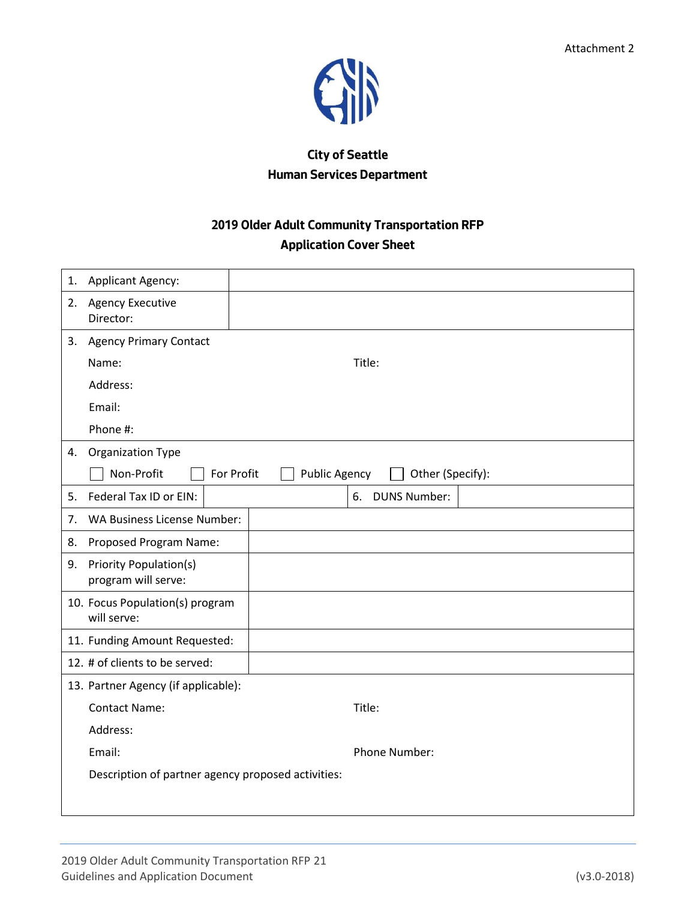Attachment 2

**City of Seattle**
**Human Services Department**

**2019 Older Adult Community Transportation RFP**
**Application Cover Sheet**

| | |
|---|---|
| 1. Applicant Agency: | |
| 2. Agency Executive Director: | |
| 3. Agency Primary Contact<br>Name: Title:<br>Address:<br>Email:<br>Phone #: | |
| 4. Organization Type<br>☐ Non-Profit ☐ For Profit ☐ Public Agency ☐ Other (Specify): | |
| 5. Federal Tax ID or EIN: | 6. DUNS Number: |
| 7. WA Business License Number: | |
| 8. Proposed Program Name: | |
| 9. Priority Population(s) program will serve: | |
| 10. Focus Population(s) program will serve: | |
| 11. Funding Amount Requested: | |
| 12. # of clients to be served: | |
| 13. Partner Agency (if applicable):<br>Contact Name: Title:<br>Address:<br>Email: Phone Number:<br>Description of partner agency proposed activities: | |

2019 Older Adult Community Transportation RFP
Guidelines and Application Document (v3.0-2018)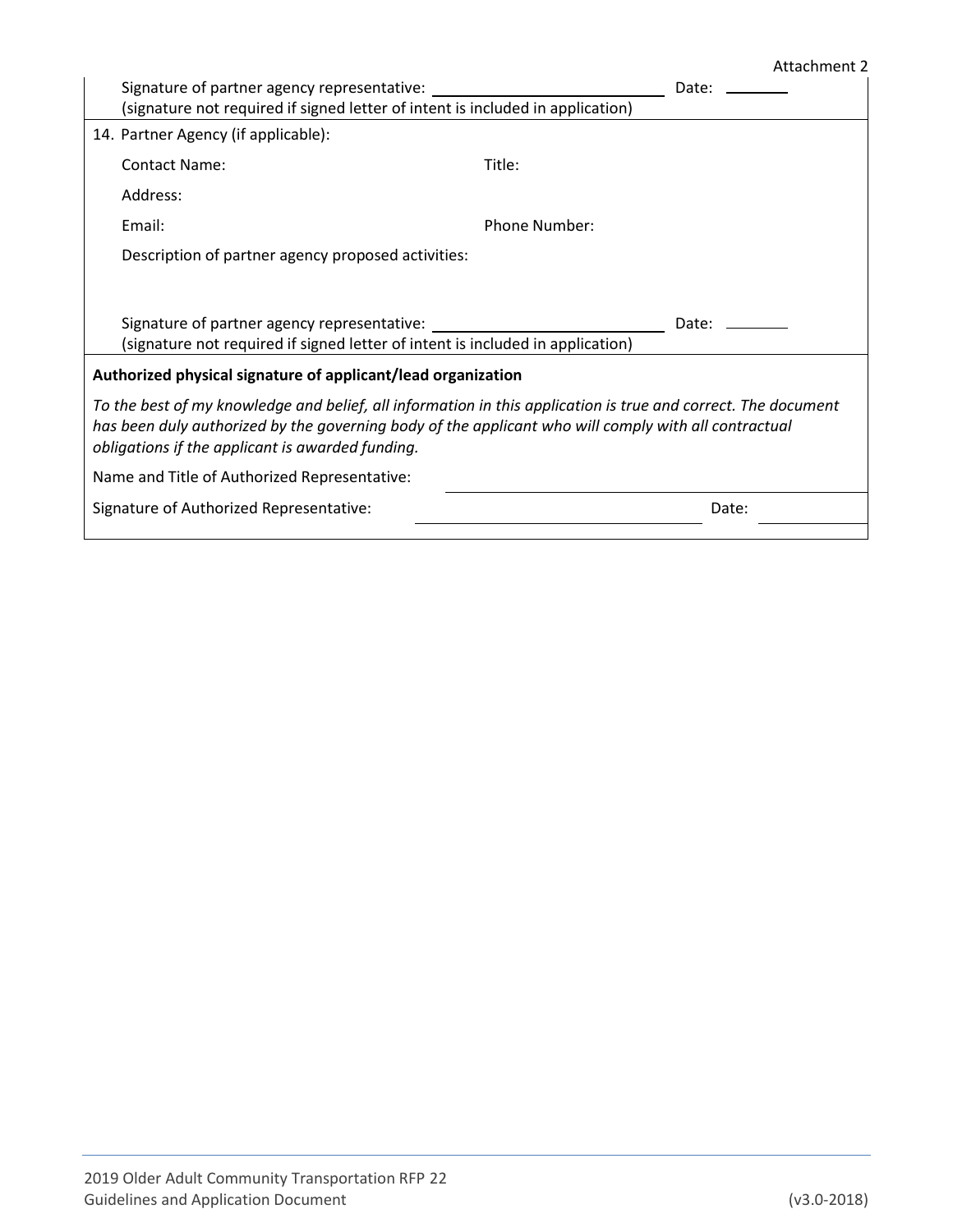Signature of partner agency representative: ____________________________ Date: ________
(signature not required if signed letter of intent is included in application)

14. Partner Agency (if applicable):

Contact Name: Title:

Address:

Email: Phone Number:

Description of partner agency proposed activities:

Signature of partner agency representative: ____________________________ Date: ________
(signature not required if signed letter of intent is included in application)

**Authorized physical signature of applicant/lead organization**

*To the best of my knowledge and belief, all information in this application is true and correct. The document has been duly authorized by the governing body of the applicant who will comply with all contractual obligations if the applicant is awarded funding.*

Name and Title of Authorized Representative: ____________________________

Signature of Authorized Representative: ____________________________ Date: ________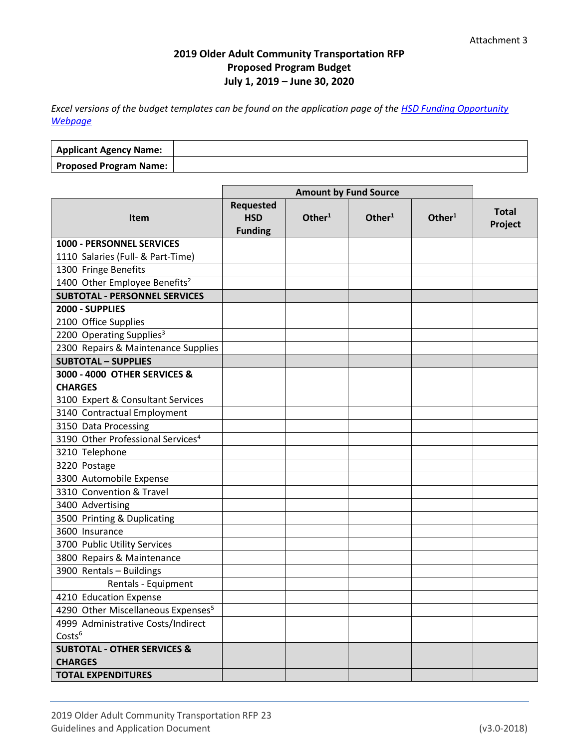Attachment 3

# 2019 Older Adult Community Transportation RFP
## Proposed Program Budget
## July 1, 2019 – June 30, 2020

*Excel versions of the budget templates can be found on the application page of the [HSD Funding Opportunity Webpage]()*

| Applicant Agency Name: | |
|---|---|
| **Proposed Program Name:** | |

| | Amount by Fund Source | | | | |
|---|---|---|---|---|---|
| **Item** | **Requested HSD Funding** | **Other[1]** | **Other[1]** | **Other[1]** | **Total Project** |
| **1000 - PERSONNEL SERVICES** 1110 Salaries (Full- & Part-Time) | | | | | |
| 1300 Fringe Benefits | | | | | |
| 1400 Other Employee Benefits[2] | | | | | |
| **SUBTOTAL - PERSONNEL SERVICES** | | | | | |
| **2000 - SUPPLIES** 2100 Office Supplies | | | | | |
| 2200 Operating Supplies[3] | | | | | |
| 2300 Repairs & Maintenance Supplies | | | | | |
| **SUBTOTAL – SUPPLIES** | | | | | |
| **3000 - 4000 OTHER SERVICES & CHARGES** 3100 Expert & Consultant Services | | | | | |
| 3140 Contractual Employment | | | | | |
| 3150 Data Processing | | | | | |
| 3190 Other Professional Services[4] | | | | | |
| 3210 Telephone | | | | | |
| 3220 Postage | | | | | |
| 3300 Automobile Expense | | | | | |
| 3310 Convention & Travel | | | | | |
| 3400 Advertising | | | | | |
| 3500 Printing & Duplicating | | | | | |
| 3600 Insurance | | | | | |
| 3700 Public Utility Services | | | | | |
| 3800 Repairs & Maintenance | | | | | |
| 3900 Rentals – Buildings | | | | | |
| Rentals - Equipment | | | | | |
| 4210 Education Expense | | | | | |
| 4290 Other Miscellaneous Expenses[5] | | | | | |
| 4999 Administrative Costs/Indirect Costs[6] | | | | | |
| **SUBTOTAL - OTHER SERVICES & CHARGES** | | | | | |
| **TOTAL EXPENDITURES** | | | | | |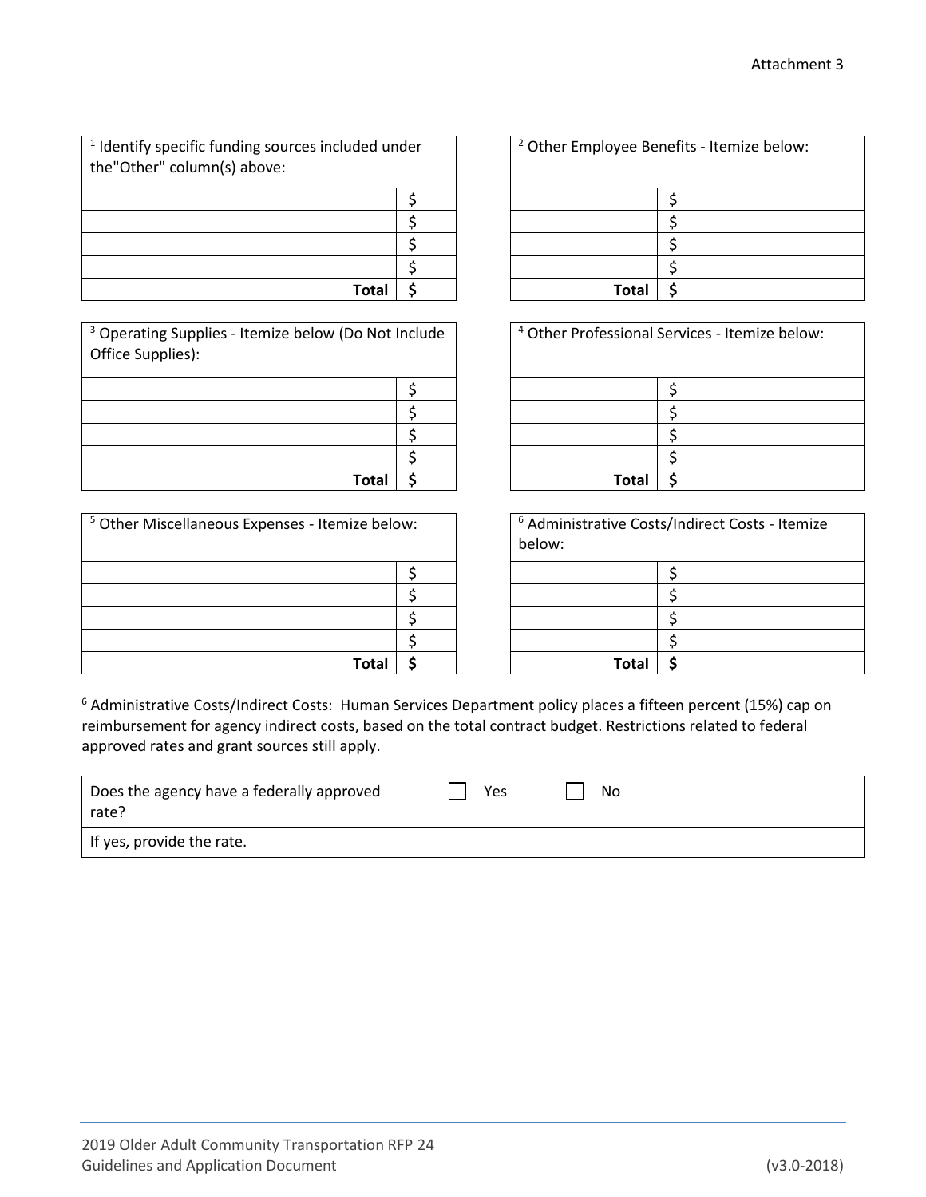Attachment 3

| [1] Identify specific funding sources included under the"Other" column(s) above: | |
|---|---|
| | $ |
| | $ |
| | $ |
| | $ |
| **Total** | **$** |

| [2] Other Employee Benefits - Itemize below: | |
|---|---|
| | $ |
| | $ |
| | $ |
| | $ |
| **Total** | **$** |

| [3] Operating Supplies - Itemize below (Do Not Include Office Supplies): | |
|---|---|
| | $ |
| | $ |
| | $ |
| | $ |
| **Total** | **$** |

| [4] Other Professional Services - Itemize below: | |
|---|---|
| | $ |
| | $ |
| | $ |
| | $ |
| **Total** | **$** |

| [5] Other Miscellaneous Expenses - Itemize below: | |
|---|---|
| | $ |
| | $ |
| | $ |
| | $ |
| **Total** | **$** |

| [6] Administrative Costs/Indirect Costs - Itemize below: | |
|---|---|
| | $ |
| | $ |
| | $ |
| | $ |
| **Total** | **$** |

[6] Administrative Costs/Indirect Costs: Human Services Department policy places a fifteen percent (15%) cap on reimbursement for agency indirect costs, based on the total contract budget. Restrictions related to federal approved rates and grant sources still apply.

| Does the agency have a federally approved rate? | ☐ Yes | ☐ No |
|---|---|---|
| If yes, provide the rate. | | |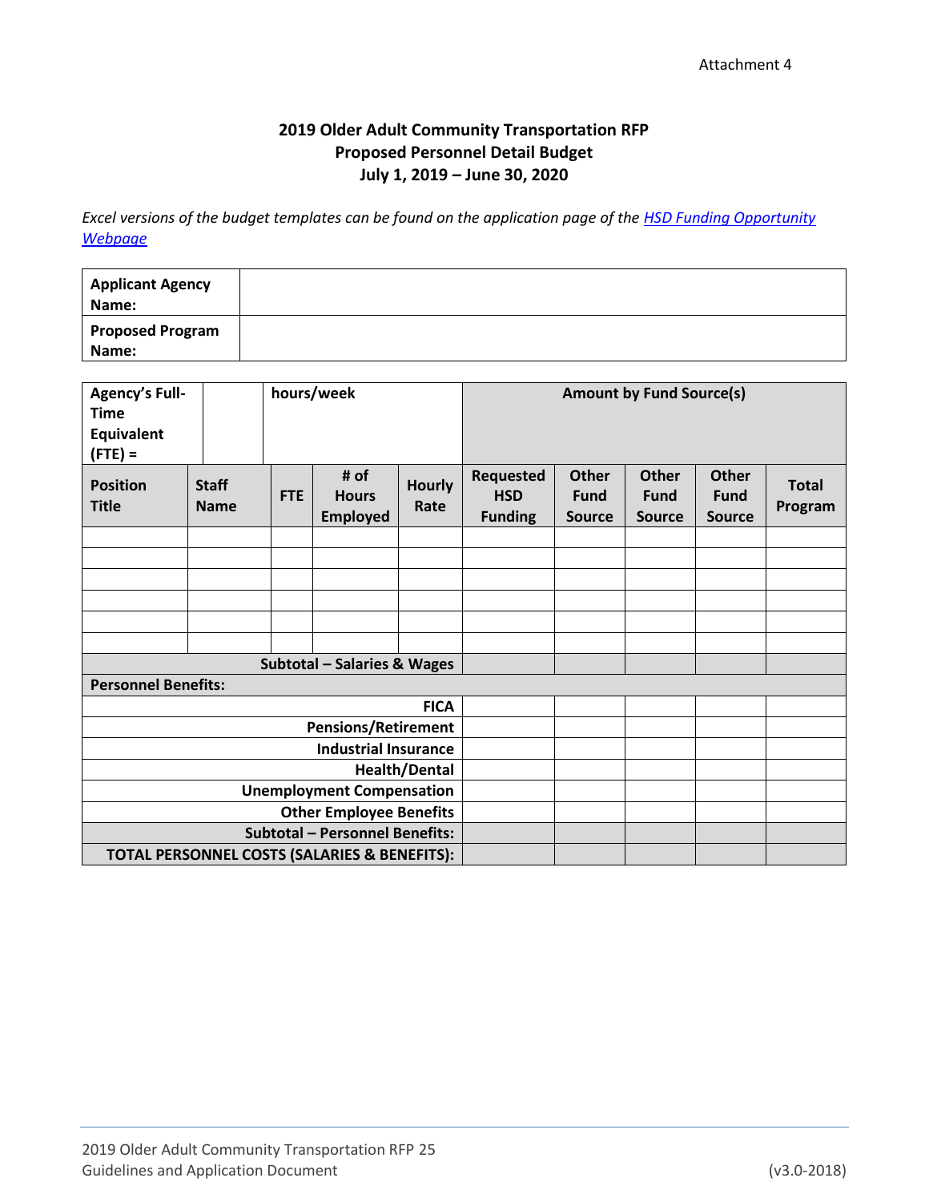Attachment 4

**2019 Older Adult Community Transportation RFP**
**Proposed Personnel Detail Budget**
**July 1, 2019 – June 30, 2020**

*Excel versions of the budget templates can be found on the application page of the [HSD Funding Opportunity Webpage](HSD Funding Opportunity Webpage)*

| | |
|---|---|
| **Applicant Agency Name:** | |
| **Proposed Program Name:** | |

| **Agency's Full-Time Equivalent (FTE) =** | | **hours/week** | | | **Amount by Fund Source(s)** | | | | |
|---|---|---|---|---|---|---|---|---|---|
| **Position Title** | **Staff Name** | **FTE** | **# of Hours Employed** | **Hourly Rate** | **Requested HSD Funding** | **Other Fund Source** | **Other Fund Source** | **Other Fund Source** | **Total Program** |
| | | | | | | | | | |
| | | | | | | | | | |
| | | | | | | | | | |
| | | | | | | | | | |
| | | | | | | | | | |
| | | | | | | | | | |
| **Subtotal – Salaries & Wages** | | | | | | | | | |
| **Personnel Benefits:** | | | | | | | | | |
| **FICA** | | | | | | | | | |
| **Pensions/Retirement** | | | | | | | | | |
| **Industrial Insurance** | | | | | | | | | |
| **Health/Dental** | | | | | | | | | |
| **Unemployment Compensation** | | | | | | | | | |
| **Other Employee Benefits** | | | | | | | | | |
| **Subtotal – Personnel Benefits:** | | | | | | | | | |
| **TOTAL PERSONNEL COSTS (SALARIES & BENEFITS):** | | | | | | | | | |